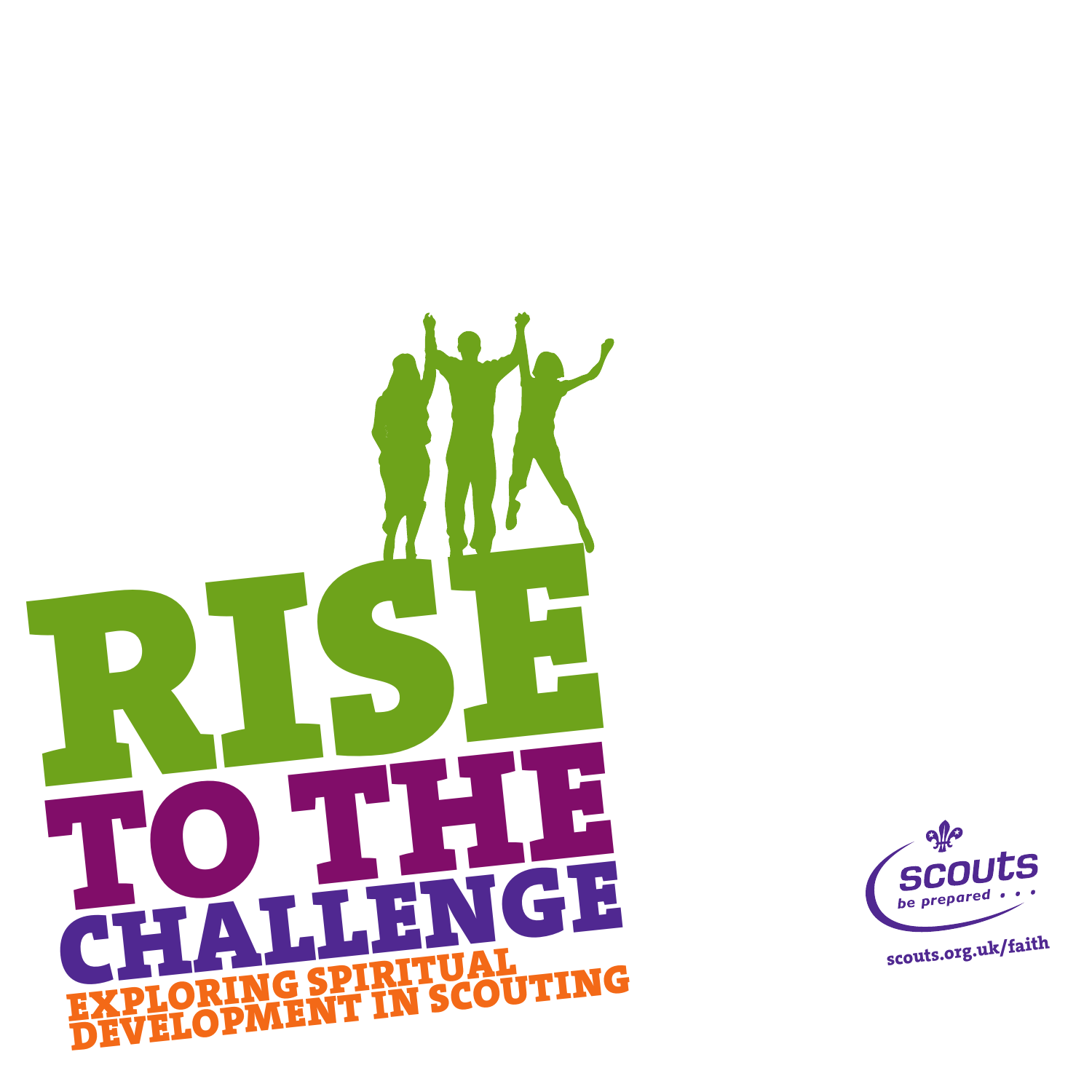# RISE TO THE CHALLENGE

## EXPLORING SPIRITUAL DEVELOPMENT IN SCOUTING

scouts be prepared . . .

scouts.org.uk/faith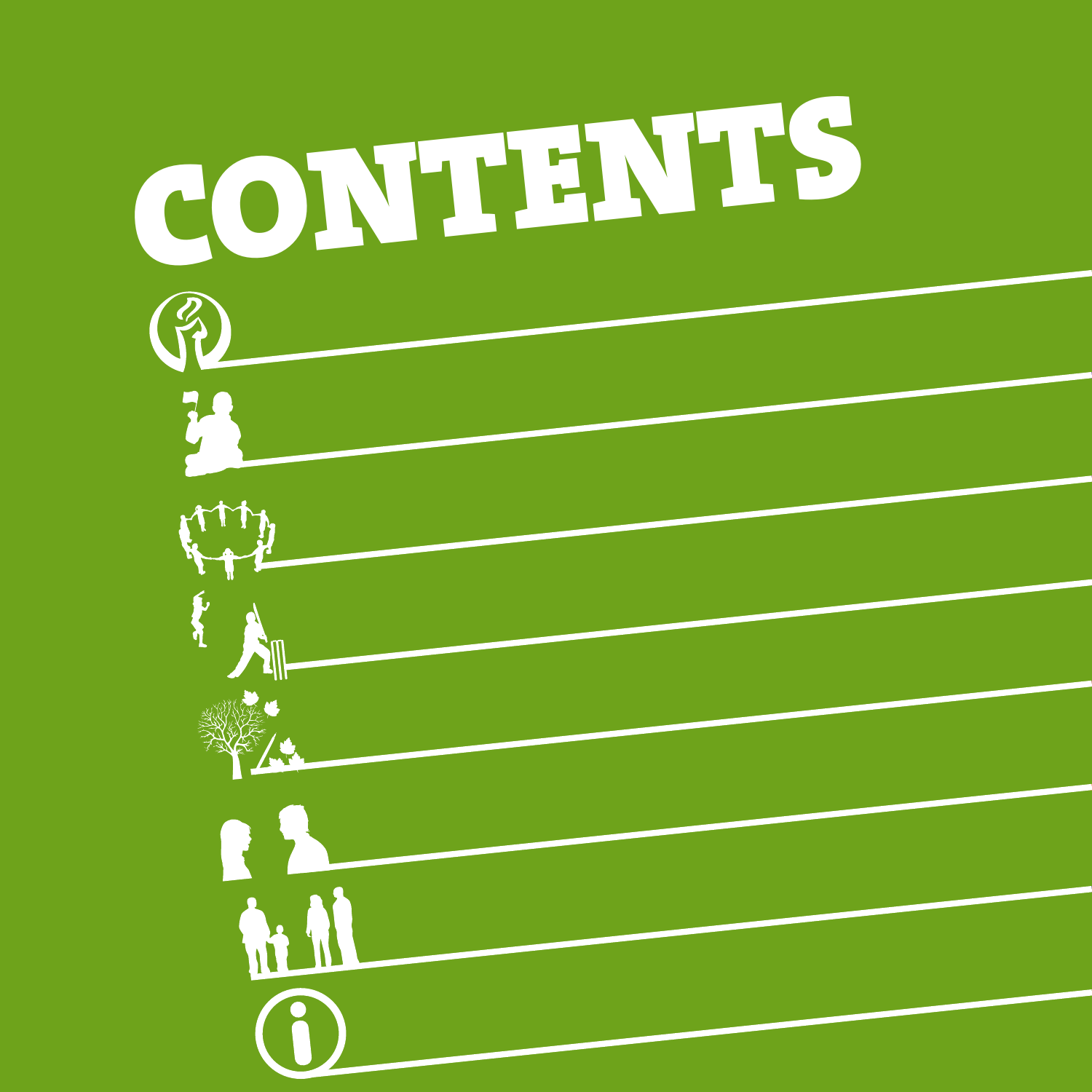# CONTENTS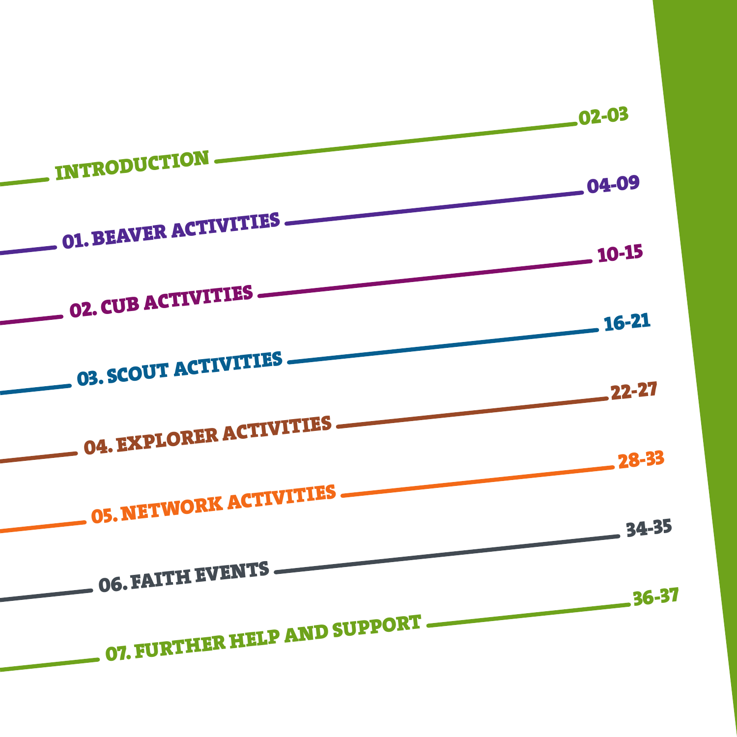| Section | Pages |
| --- | --- |
| INTRODUCTION | 02-03 |
| 01. BEAVER ACTIVITIES | 04-09 |
| 02. CUB ACTIVITIES | 10-15 |
| 03. SCOUT ACTIVITIES | 16-21 |
| 04. EXPLORER ACTIVITIES | 22-27 |
| 05. NETWORK ACTIVITIES | 28-33 |
| 06. FAITH EVENTS | 34-35 |
| 07. FURTHER HELP AND SUPPORT | 36-37 |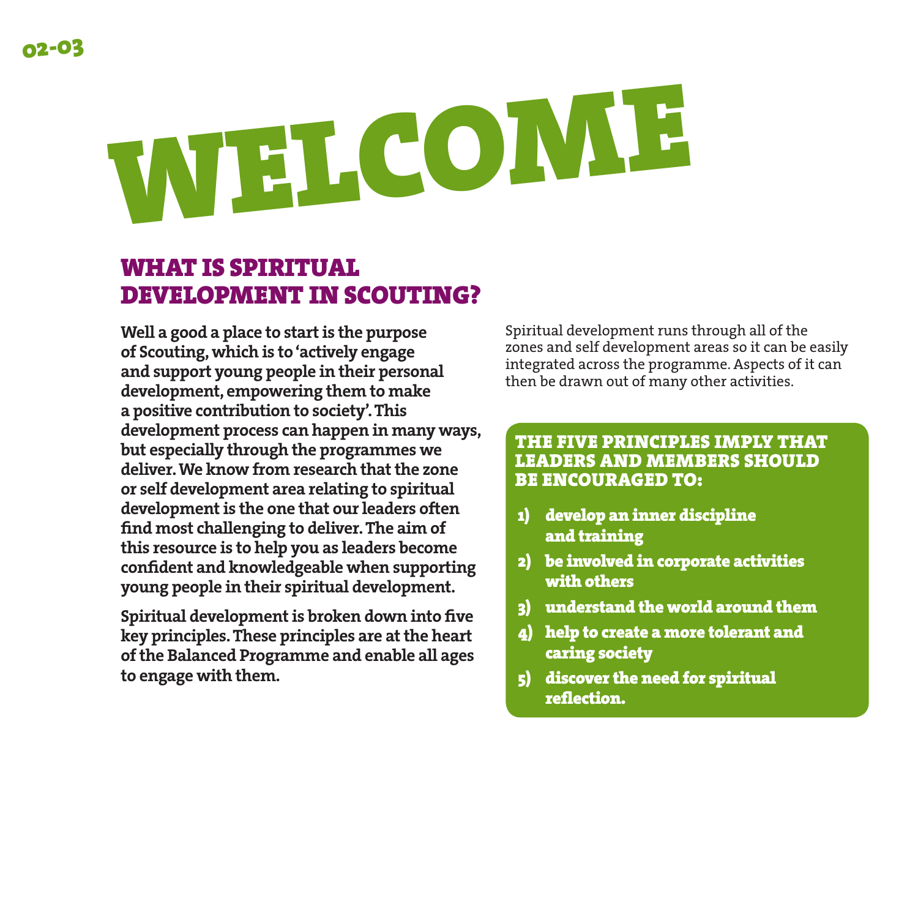# WELCOME

## WHAT IS SPIRITUAL DEVELOPMENT IN SCOUTING?

**Well a good a place to start is the purpose of Scouting, which is to 'actively engage and support young people in their personal development, empowering them to make a positive contribution to society'. This development process can happen in many ways, but especially through the programmes we deliver. We know from research that the zone or self development area relating to spiritual development is the one that our leaders often find most challenging to deliver. The aim of this resource is to help you as leaders become confident and knowledgeable when supporting young people in their spiritual development.**

**Spiritual development is broken down into five key principles. These principles are at the heart of the Balanced Programme and enable all ages to engage with them.**

Spiritual development runs through all of the zones and self development areas so it can be easily integrated across the programme. Aspects of it can then be drawn out of many other activities.

### THE FIVE PRINCIPLES IMPLY THAT LEADERS AND MEMBERS SHOULD BE ENCOURAGED TO:

1) **develop an inner discipline and training**
2) **be involved in corporate activities with others**
3) **understand the world around them**
4) **help to create a more tolerant and caring society**
5) **discover the need for spiritual reflection.**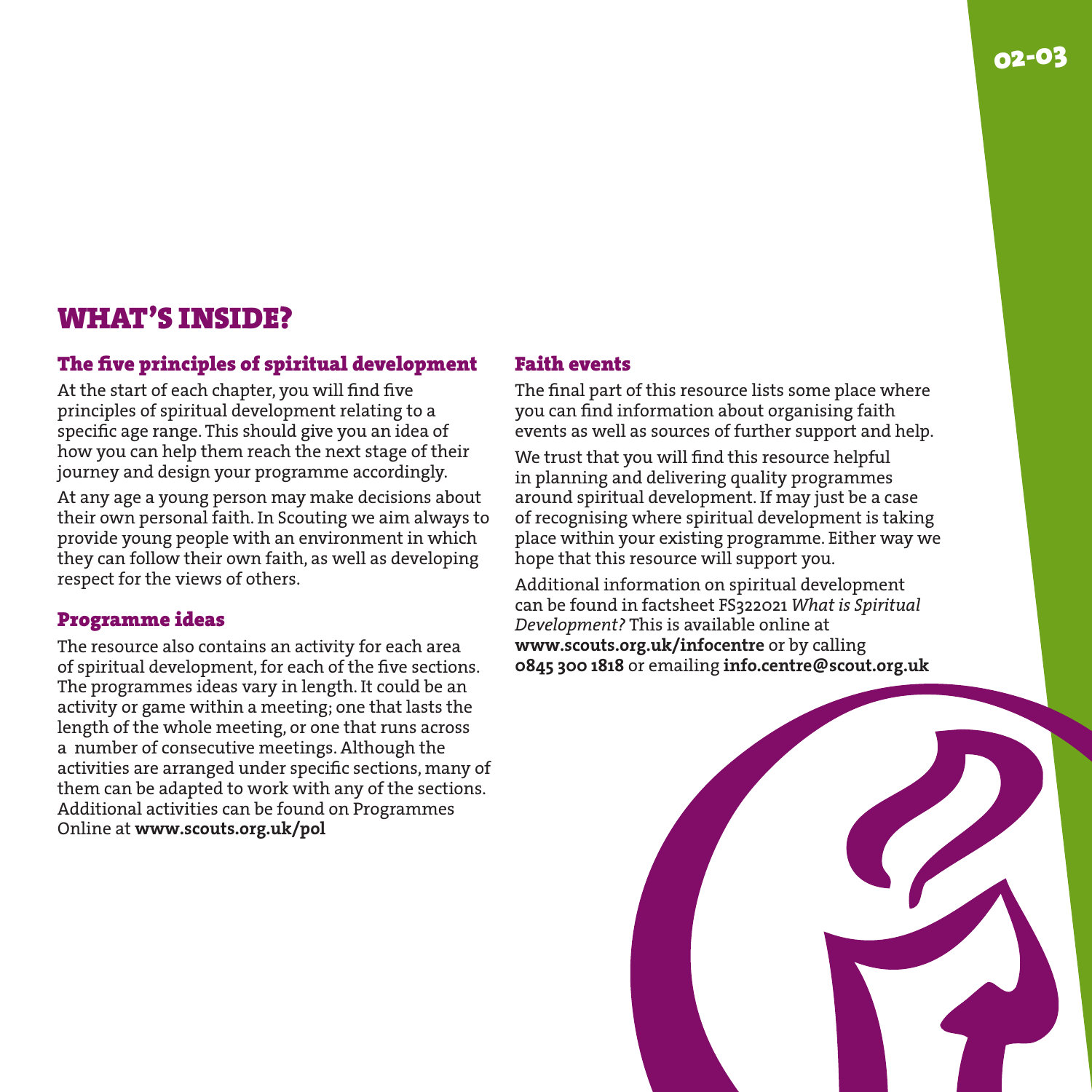# WHAT'S INSIDE?

## The five principles of spiritual development

At the start of each chapter, you will find five principles of spiritual development relating to a specific age range. This should give you an idea of how you can help them reach the next stage of their journey and design your programme accordingly.

At any age a young person may make decisions about their own personal faith. In Scouting we aim always to provide young people with an environment in which they can follow their own faith, as well as developing respect for the views of others.

## Programme ideas

The resource also contains an activity for each area of spiritual development, for each of the five sections. The programmes ideas vary in length. It could be an activity or game within a meeting; one that lasts the length of the whole meeting, or one that runs across a number of consecutive meetings. Although the activities are arranged under specific sections, many of them can be adapted to work with any of the sections. Additional activities can be found on Programmes Online at **www.scouts.org.uk/pol**

## Faith events

The final part of this resource lists some place where you can find information about organising faith events as well as sources of further support and help.

We trust that you will find this resource helpful in planning and delivering quality programmes around spiritual development. If may just be a case of recognising where spiritual development is taking place within your existing programme. Either way we hope that this resource will support you.

Additional information on spiritual development can be found in factsheet FS322021 *What is Spiritual Development?* This is available online at **www.scouts.org.uk/infocentre** or by calling **0845 300 1818** or emailing **info.centre@scout.org.uk**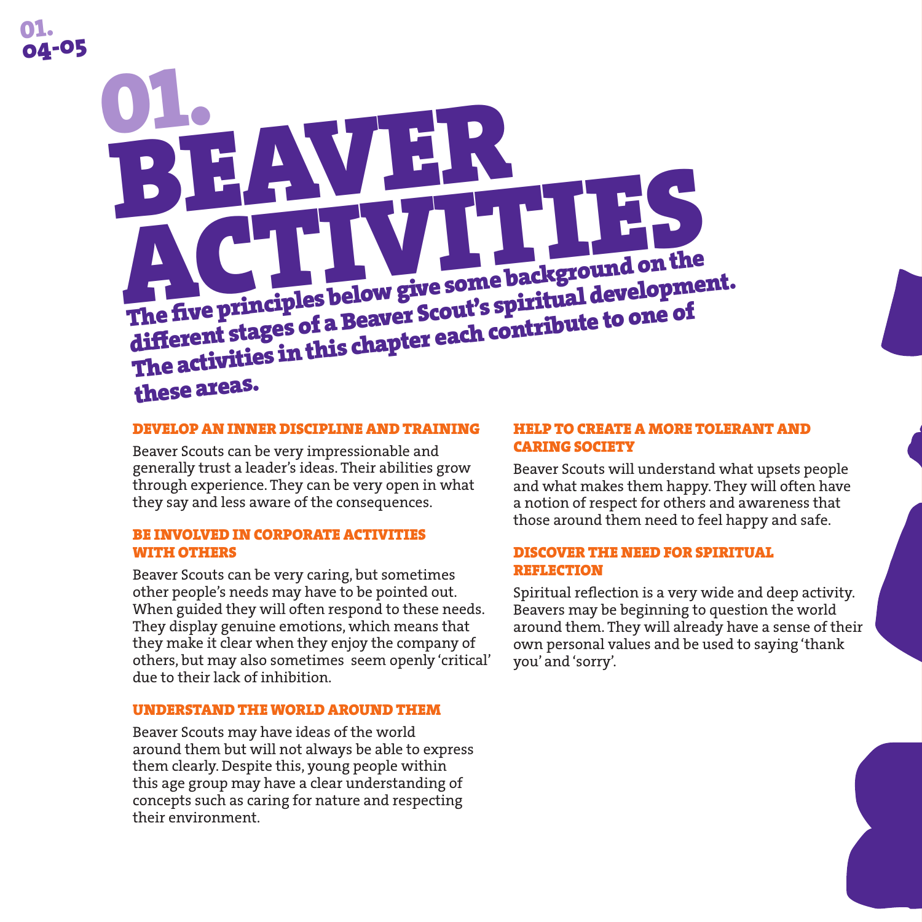# 01. BEAVER ACTIVITIES

**The five principles below give some background on the different stages of a Beaver Scout's spiritual development. The activities in this chapter each contribute to one of these areas.**

### DEVELOP AN INNER DISCIPLINE AND TRAINING

Beaver Scouts can be very impressionable and generally trust a leader's ideas. Their abilities grow through experience. They can be very open in what they say and less aware of the consequences.

### BE INVOLVED IN CORPORATE ACTIVITIES WITH OTHERS

Beaver Scouts can be very caring, but sometimes other people's needs may have to be pointed out. When guided they will often respond to these needs. They display genuine emotions, which means that they make it clear when they enjoy the company of others, but may also sometimes seem openly 'critical' due to their lack of inhibition.

### UNDERSTAND THE WORLD AROUND THEM

Beaver Scouts may have ideas of the world around them but will not always be able to express them clearly. Despite this, young people within this age group may have a clear understanding of concepts such as caring for nature and respecting their environment.

### HELP TO CREATE A MORE TOLERANT AND CARING SOCIETY

Beaver Scouts will understand what upsets people and what makes them happy. They will often have a notion of respect for others and awareness that those around them need to feel happy and safe.

### DISCOVER THE NEED FOR SPIRITUAL REFLECTION

Spiritual reflection is a very wide and deep activity. Beavers may be beginning to question the world around them. They will already have a sense of their own personal values and be used to saying 'thank you' and 'sorry'.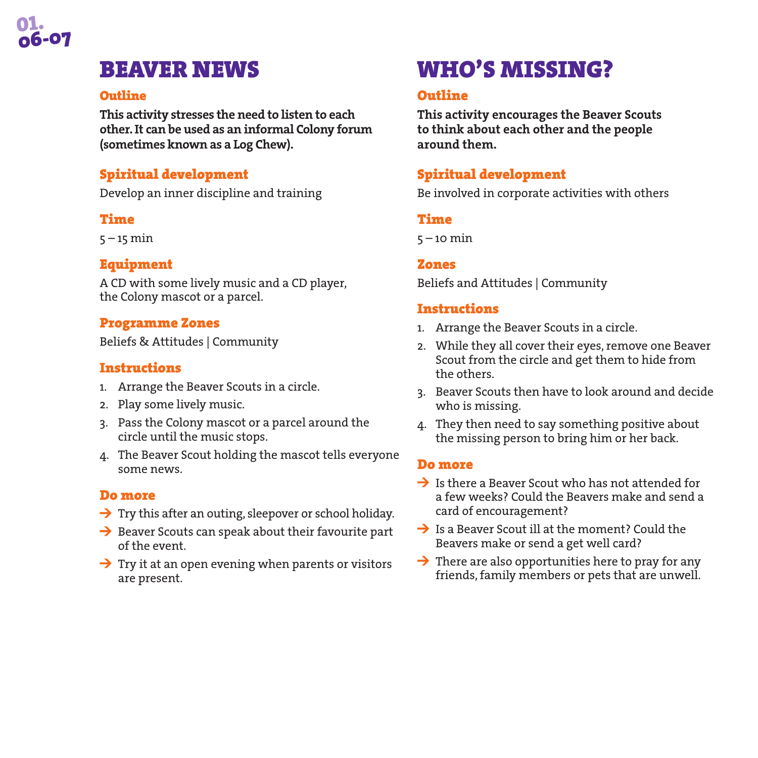# BEAVER NEWS

### Outline

**This activity stresses the need to listen to each other. It can be used as an informal Colony forum (sometimes known as a Log Chew).**

### Spiritual development

Develop an inner discipline and training

### Time

5 – 15 min

### Equipment

A CD with some lively music and a CD player, the Colony mascot or a parcel.

### Programme Zones

Beliefs & Attitudes | Community

### Instructions

1. Arrange the Beaver Scouts in a circle.
2. Play some lively music.
3. Pass the Colony mascot or a parcel around the circle until the music stops.
4. The Beaver Scout holding the mascot tells everyone some news.

### Do more

- Try this after an outing, sleepover or school holiday.
- Beaver Scouts can speak about their favourite part of the event.
- Try it at an open evening when parents or visitors are present.

# WHO'S MISSING?

### Outline

**This activity encourages the Beaver Scouts to think about each other and the people around them.**

### Spiritual development

Be involved in corporate activities with others

### Time

5 – 10 min

### Zones

Beliefs and Attitudes | Community

### Instructions

1. Arrange the Beaver Scouts in a circle.
2. While they all cover their eyes, remove one Beaver Scout from the circle and get them to hide from the others.
3. Beaver Scouts then have to look around and decide who is missing.
4. They then need to say something positive about the missing person to bring him or her back.

### Do more

- Is there a Beaver Scout who has not attended for a few weeks? Could the Beavers make and send a card of encouragement?
- Is a Beaver Scout ill at the moment? Could the Beavers make or send a get well card?
- There are also opportunities here to pray for any friends, family members or pets that are unwell.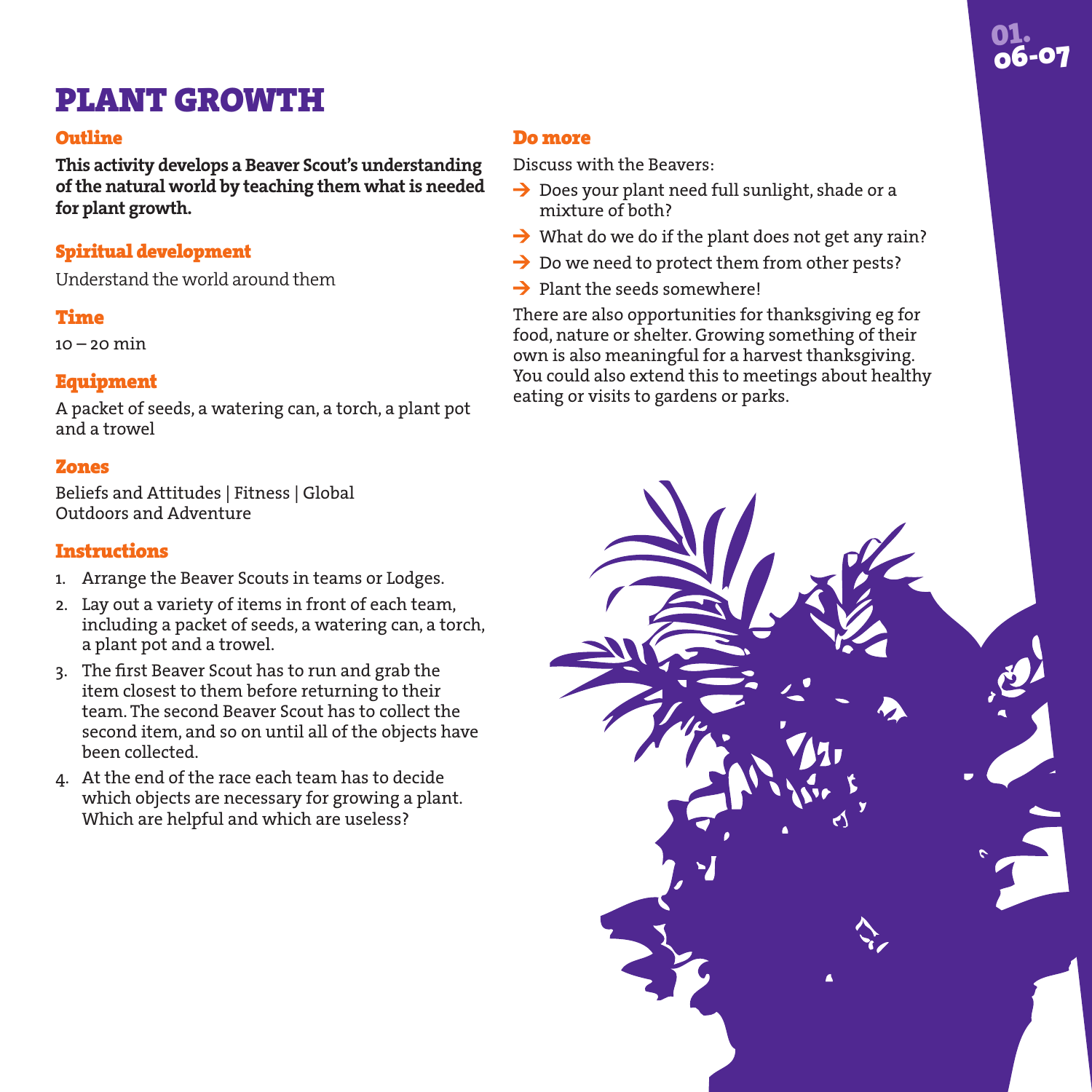# PLANT GROWTH

## Outline

**This activity develops a Beaver Scout's understanding of the natural world by teaching them what is needed for plant growth.**

## Spiritual development

Understand the world around them

## Time

10 – 20 min

## Equipment

A packet of seeds, a watering can, a torch, a plant pot and a trowel

## Zones

Beliefs and Attitudes | Fitness | Global
Outdoors and Adventure

## Instructions

1. Arrange the Beaver Scouts in teams or Lodges.
2. Lay out a variety of items in front of each team, including a packet of seeds, a watering can, a torch, a plant pot and a trowel.
3. The first Beaver Scout has to run and grab the item closest to them before returning to their team. The second Beaver Scout has to collect the second item, and so on until all of the objects have been collected.
4. At the end of the race each team has to decide which objects are necessary for growing a plant. Which are helpful and which are useless?

## Do more

Discuss with the Beavers:

- Does your plant need full sunlight, shade or a mixture of both?
- What do we do if the plant does not get any rain?
- Do we need to protect them from other pests?
- Plant the seeds somewhere!

There are also opportunities for thanksgiving eg for food, nature or shelter. Growing something of their own is also meaningful for a harvest thanksgiving. You could also extend this to meetings about healthy eating or visits to gardens or parks.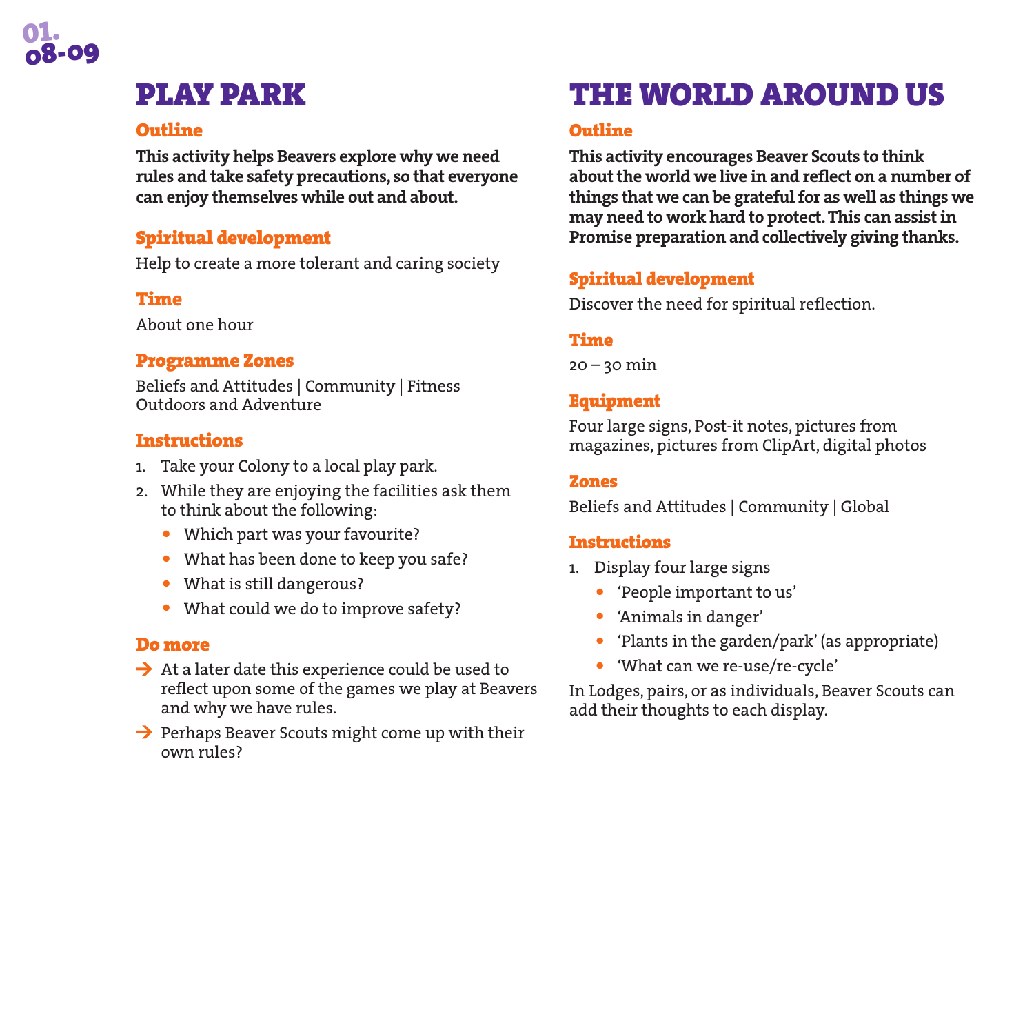# PLAY PARK

## Outline

**This activity helps Beavers explore why we need rules and take safety precautions, so that everyone can enjoy themselves while out and about.**

## Spiritual development

Help to create a more tolerant and caring society

## Time

About one hour

## Programme Zones

Beliefs and Attitudes | Community | Fitness
Outdoors and Adventure

## Instructions

1. Take your Colony to a local play park.
2. While they are enjoying the facilities ask them to think about the following:
   - Which part was your favourite?
   - What has been done to keep you safe?
   - What is still dangerous?
   - What could we do to improve safety?

## Do more

- At a later date this experience could be used to reflect upon some of the games we play at Beavers and why we have rules.
- Perhaps Beaver Scouts might come up with their own rules?

# THE WORLD AROUND US

## Outline

**This activity encourages Beaver Scouts to think about the world we live in and reflect on a number of things that we can be grateful for as well as things we may need to work hard to protect. This can assist in Promise preparation and collectively giving thanks.**

## Spiritual development

Discover the need for spiritual reflection.

## Time

20 – 30 min

## Equipment

Four large signs, Post-it notes, pictures from magazines, pictures from ClipArt, digital photos

## Zones

Beliefs and Attitudes | Community | Global

## Instructions

1. Display four large signs
   - 'People important to us'
   - 'Animals in danger'
   - 'Plants in the garden/park' (as appropriate)
   - 'What can we re-use/re-cycle'

In Lodges, pairs, or as individuals, Beaver Scouts can add their thoughts to each display.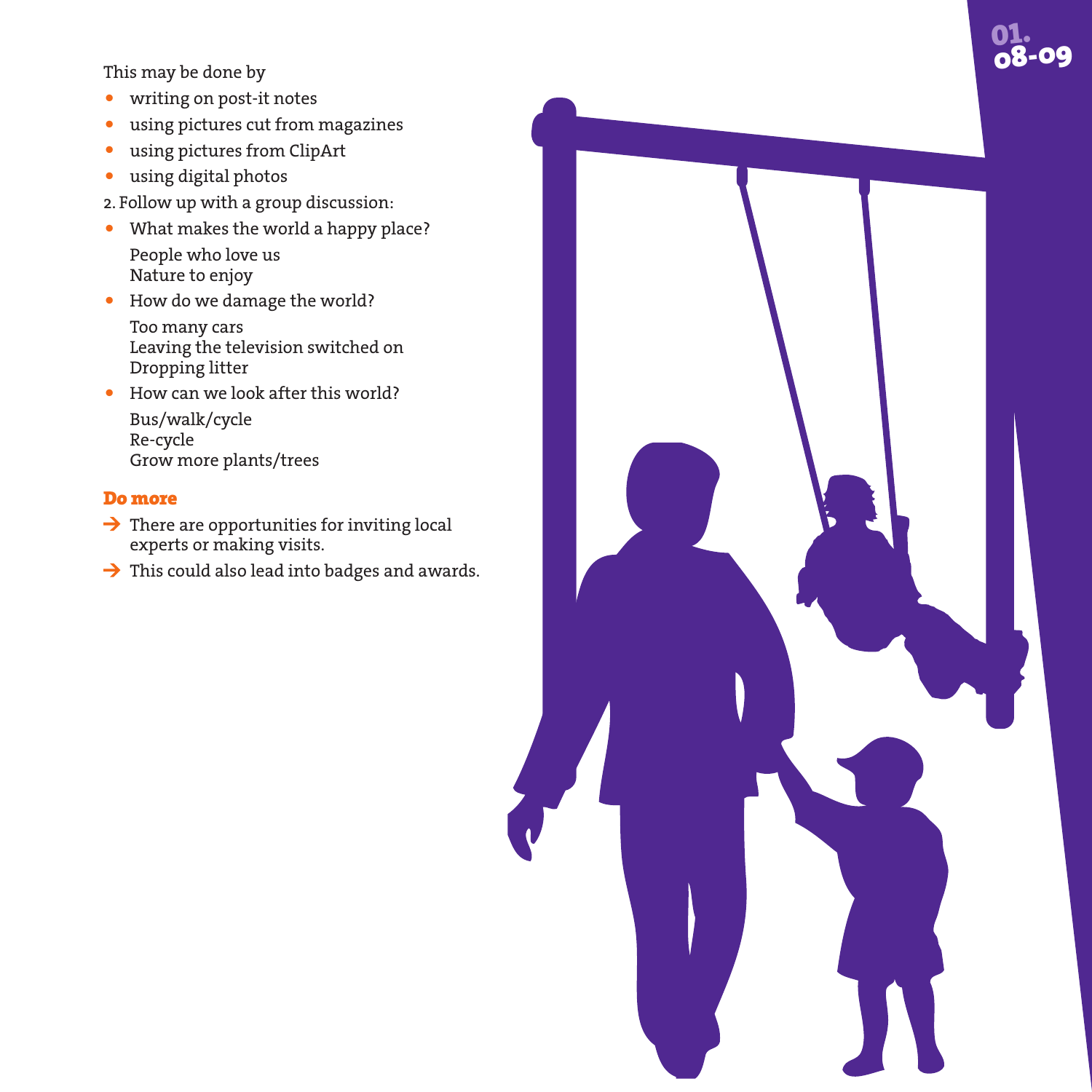This may be done by

- writing on post-it notes
- using pictures cut from magazines
- using pictures from ClipArt
- using digital photos

2. Follow up with a group discussion:

- What makes the world a happy place?
  People who love us
  Nature to enjoy
- How do we damage the world?
  Too many cars
  Leaving the television switched on
  Dropping litter
- How can we look after this world?
  Bus/walk/cycle
  Re-cycle
  Grow more plants/trees

### Do more

→ There are opportunities for inviting local experts or making visits.

→ This could also lead into badges and awards.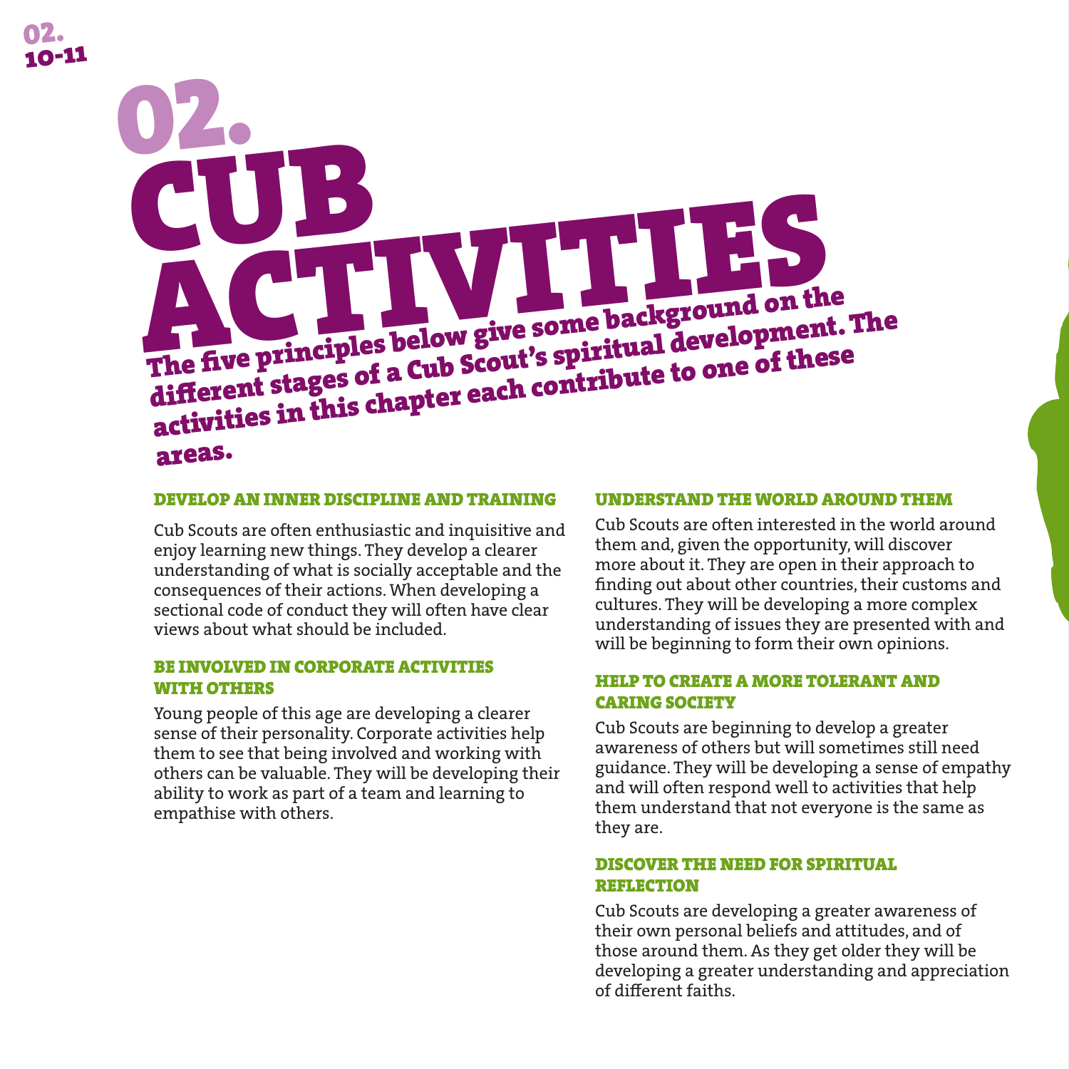# 02. CUB ACTIVITIES

**The five principles below give some background on the different stages of a Cub Scout's spiritual development. The activities in this chapter each contribute to one of these areas.**

### DEVELOP AN INNER DISCIPLINE AND TRAINING

Cub Scouts are often enthusiastic and inquisitive and enjoy learning new things. They develop a clearer understanding of what is socially acceptable and the consequences of their actions. When developing a sectional code of conduct they will often have clear views about what should be included.

### BE INVOLVED IN CORPORATE ACTIVITIES WITH OTHERS

Young people of this age are developing a clearer sense of their personality. Corporate activities help them to see that being involved and working with others can be valuable. They will be developing their ability to work as part of a team and learning to empathise with others.

### UNDERSTAND THE WORLD AROUND THEM

Cub Scouts are often interested in the world around them and, given the opportunity, will discover more about it. They are open in their approach to finding out about other countries, their customs and cultures. They will be developing a more complex understanding of issues they are presented with and will be beginning to form their own opinions.

### HELP TO CREATE A MORE TOLERANT AND CARING SOCIETY

Cub Scouts are beginning to develop a greater awareness of others but will sometimes still need guidance. They will be developing a sense of empathy and will often respond well to activities that help them understand that not everyone is the same as they are.

### DISCOVER THE NEED FOR SPIRITUAL REFLECTION

Cub Scouts are developing a greater awareness of their own personal beliefs and attitudes, and of those around them. As they get older they will be developing a greater understanding and appreciation of different faiths.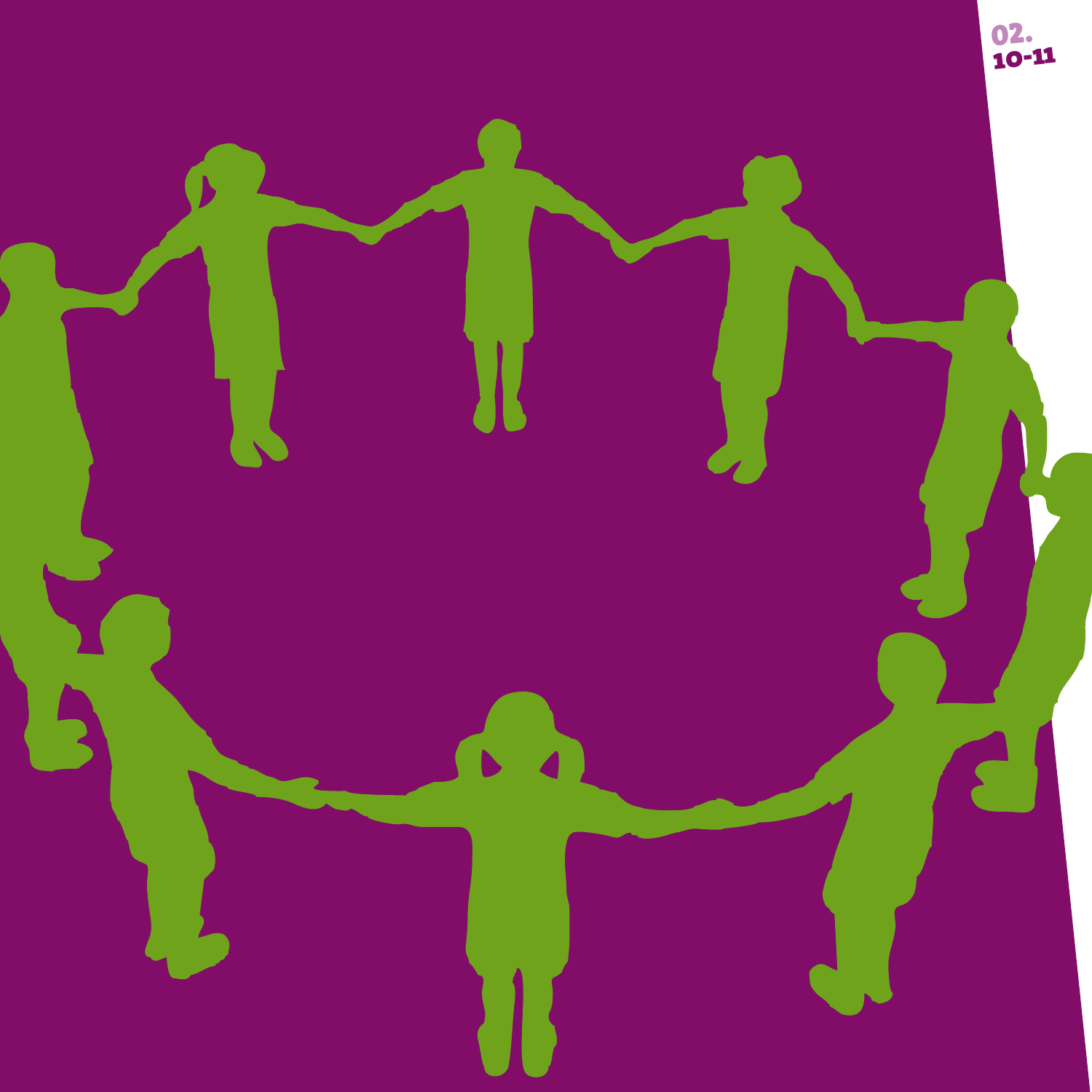02.
10-11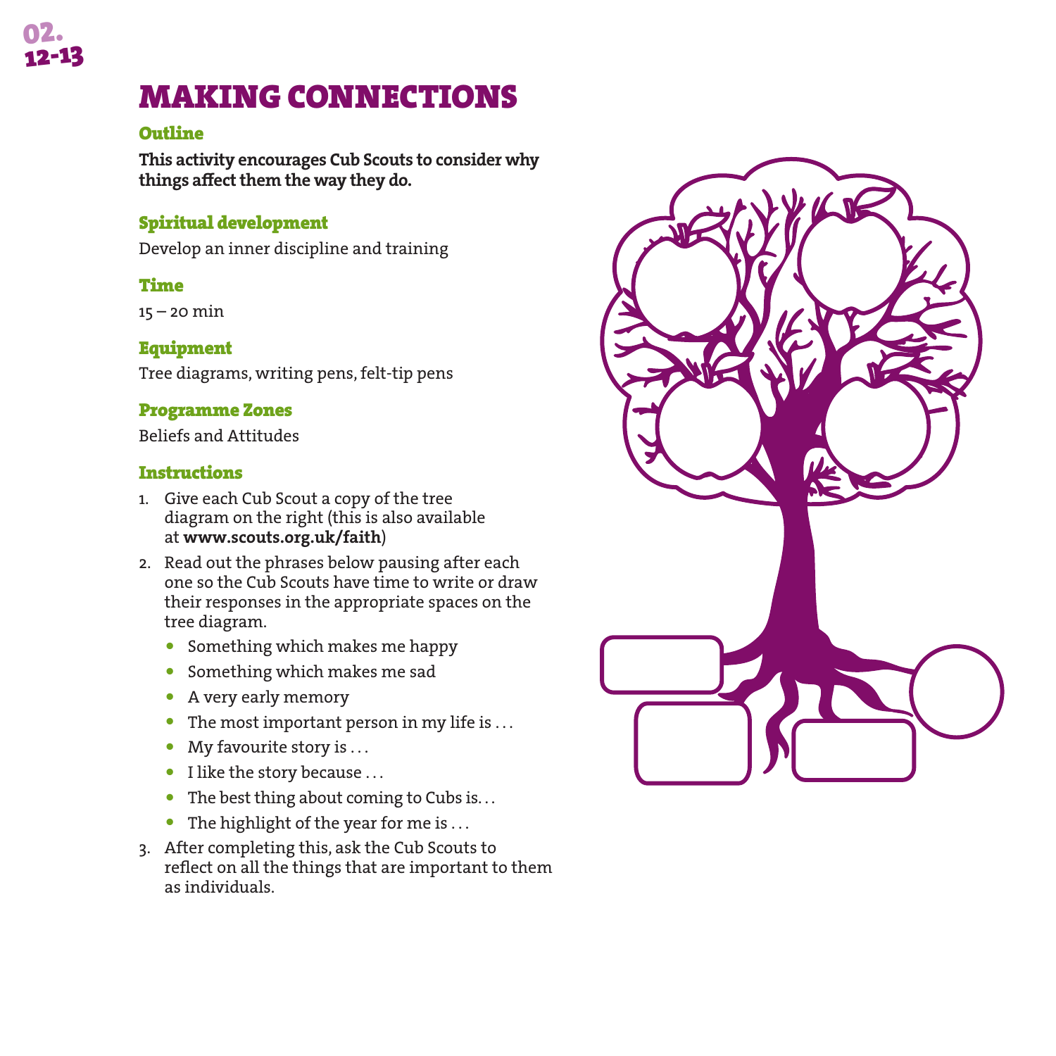# MAKING CONNECTIONS

### Outline

**This activity encourages Cub Scouts to consider why things affect them the way they do.**

### Spiritual development

Develop an inner discipline and training

### Time

15 – 20 min

### Equipment

Tree diagrams, writing pens, felt-tip pens

### Programme Zones

Beliefs and Attitudes

### Instructions

1. Give each Cub Scout a copy of the tree diagram on the right (this is also available at **www.scouts.org.uk/faith**)
2. Read out the phrases below pausing after each one so the Cub Scouts have time to write or draw their responses in the appropriate spaces on the tree diagram.
   - Something which makes me happy
   - Something which makes me sad
   - A very early memory
   - The most important person in my life is . . .
   - My favourite story is . . .
   - I like the story because . . .
   - The best thing about coming to Cubs is. . .
   - The highlight of the year for me is . . .
3. After completing this, ask the Cub Scouts to reflect on all the things that are important to them as individuals.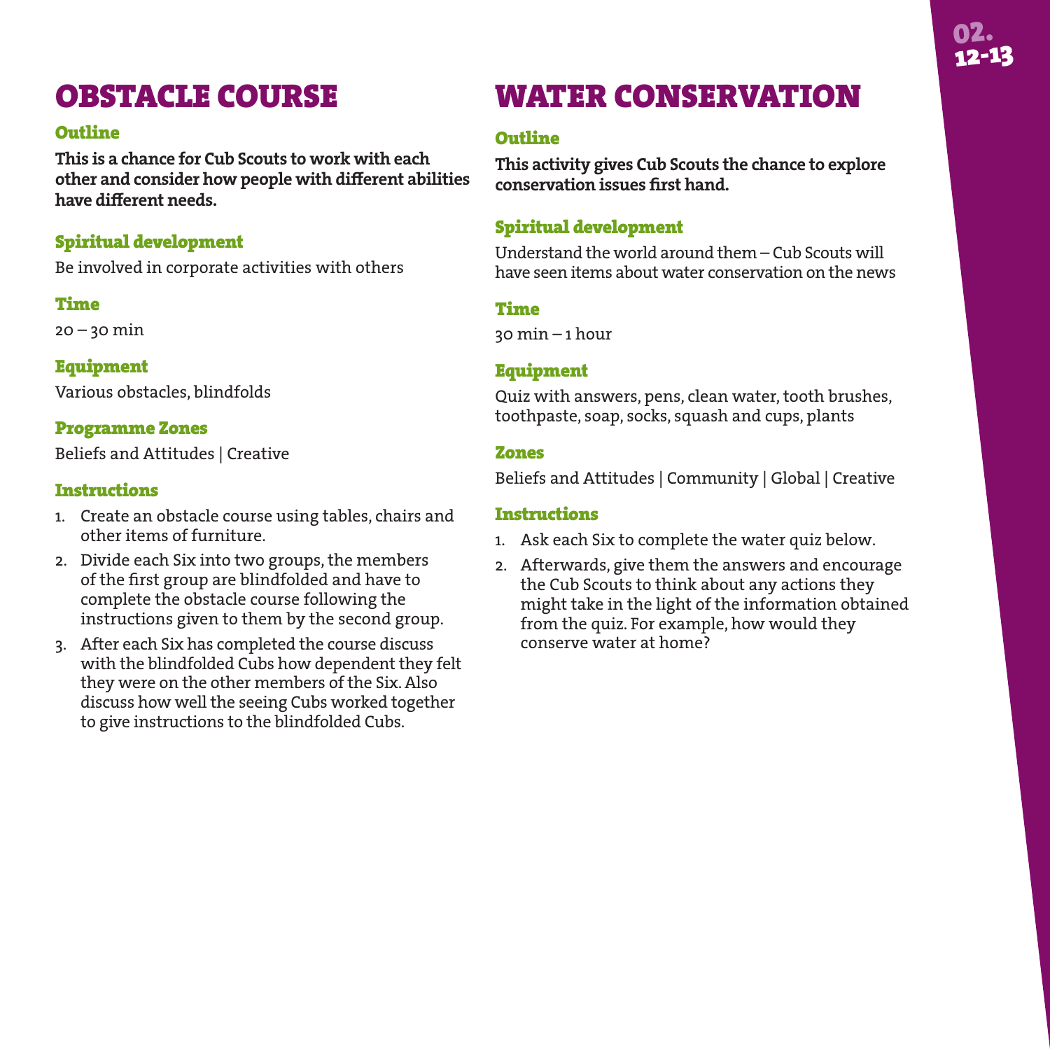# OBSTACLE COURSE

### Outline

**This is a chance for Cub Scouts to work with each other and consider how people with different abilities have different needs.**

### Spiritual development

Be involved in corporate activities with others

### Time

20 – 30 min

### Equipment

Various obstacles, blindfolds

### Programme Zones

Beliefs and Attitudes | Creative

### Instructions

1. Create an obstacle course using tables, chairs and other items of furniture.
2. Divide each Six into two groups, the members of the first group are blindfolded and have to complete the obstacle course following the instructions given to them by the second group.
3. After each Six has completed the course discuss with the blindfolded Cubs how dependent they felt they were on the other members of the Six. Also discuss how well the seeing Cubs worked together to give instructions to the blindfolded Cubs.

# WATER CONSERVATION

### Outline

**This activity gives Cub Scouts the chance to explore conservation issues first hand.**

### Spiritual development

Understand the world around them – Cub Scouts will have seen items about water conservation on the news

### Time

30 min – 1 hour

### Equipment

Quiz with answers, pens, clean water, tooth brushes, toothpaste, soap, socks, squash and cups, plants

### Zones

Beliefs and Attitudes | Community | Global | Creative

### Instructions

1. Ask each Six to complete the water quiz below.
2. Afterwards, give them the answers and encourage the Cub Scouts to think about any actions they might take in the light of the information obtained from the quiz. For example, how would they conserve water at home?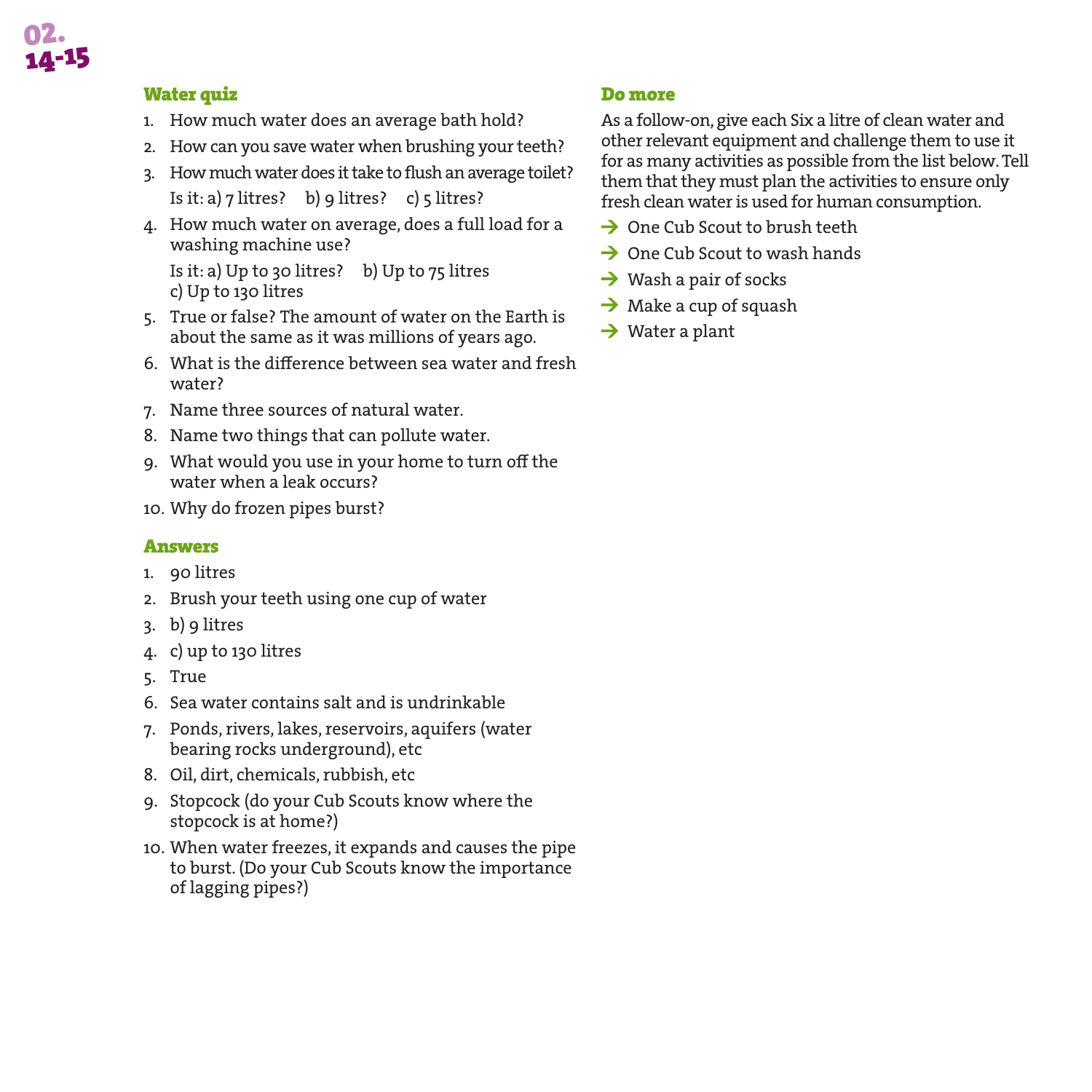### Water quiz

1. How much water does an average bath hold?
2. How can you save water when brushing your teeth?
3. How much water does it take to flush an average toilet?
   Is it: a) 7 litres? b) 9 litres? c) 5 litres?
4. How much water on average, does a full load for a washing machine use?
   Is it: a) Up to 30 litres? b) Up to 75 litres
   c) Up to 130 litres
5. True or false? The amount of water on the Earth is about the same as it was millions of years ago.
6. What is the difference between sea water and fresh water?
7. Name three sources of natural water.
8. Name two things that can pollute water.
9. What would you use in your home to turn off the water when a leak occurs?
10. Why do frozen pipes burst?

### Answers

1. 90 litres
2. Brush your teeth using one cup of water
3. b) 9 litres
4. c) up to 130 litres
5. True
6. Sea water contains salt and is undrinkable
7. Ponds, rivers, lakes, reservoirs, aquifers (water bearing rocks underground), etc
8. Oil, dirt, chemicals, rubbish, etc
9. Stopcock (do your Cub Scouts know where the stopcock is at home?)
10. When water freezes, it expands and causes the pipe to burst. (Do your Cub Scouts know the importance of lagging pipes?)

### Do more

As a follow-on, give each Six a litre of clean water and other relevant equipment and challenge them to use it for as many activities as possible from the list below. Tell them that they must plan the activities to ensure only fresh clean water is used for human consumption.

- One Cub Scout to brush teeth
- One Cub Scout to wash hands
- Wash a pair of socks
- Make a cup of squash
- Water a plant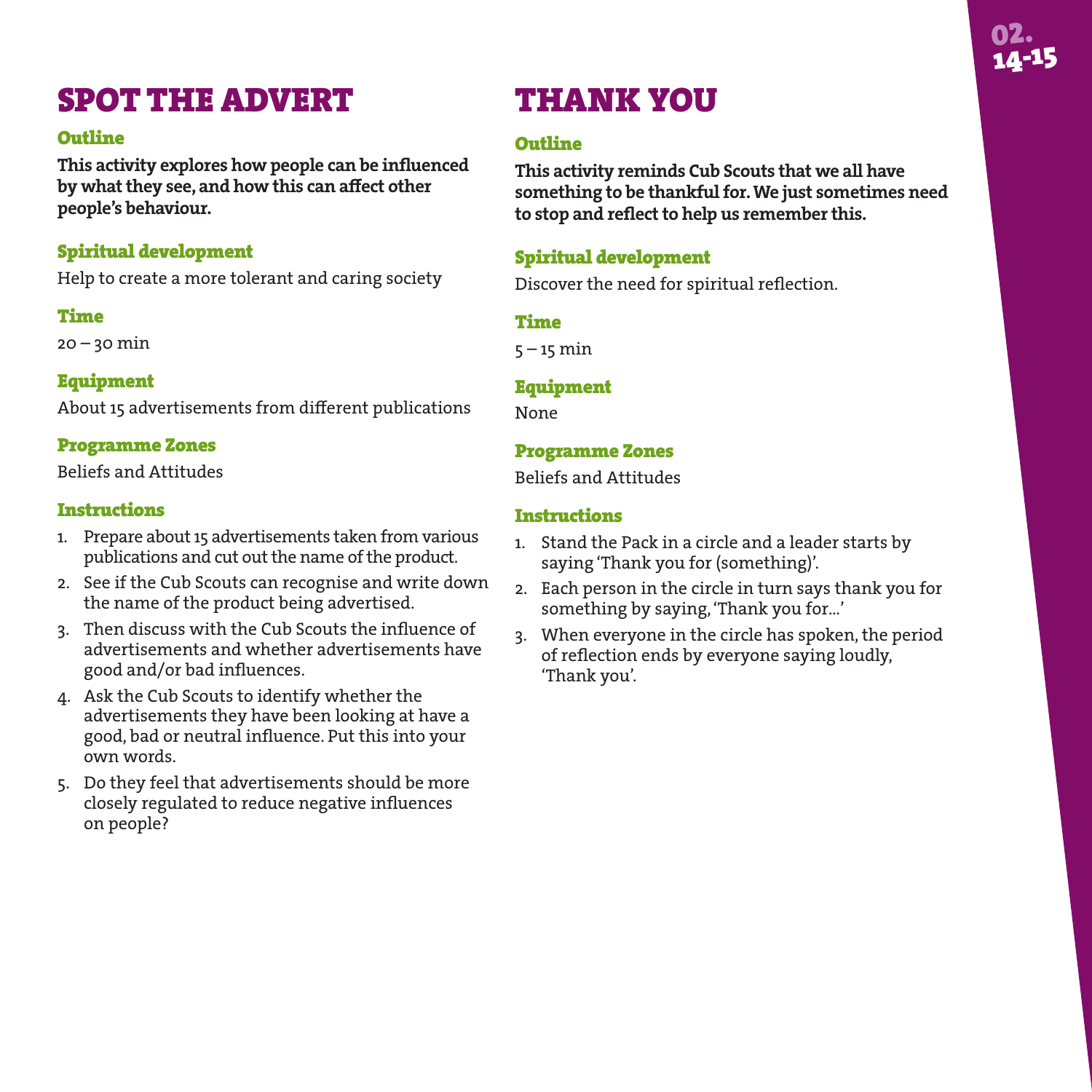# SPOT THE ADVERT

### Outline

**This activity explores how people can be influenced by what they see, and how this can affect other people's behaviour.**

### Spiritual development

Help to create a more tolerant and caring society

### Time

20 – 30 min

### Equipment

About 15 advertisements from different publications

### Programme Zones

Beliefs and Attitudes

### Instructions

1. Prepare about 15 advertisements taken from various publications and cut out the name of the product.
2. See if the Cub Scouts can recognise and write down the name of the product being advertised.
3. Then discuss with the Cub Scouts the influence of advertisements and whether advertisements have good and/or bad influences.
4. Ask the Cub Scouts to identify whether the advertisements they have been looking at have a good, bad or neutral influence. Put this into your own words.
5. Do they feel that advertisements should be more closely regulated to reduce negative influences on people?

# THANK YOU

### Outline

**This activity reminds Cub Scouts that we all have something to be thankful for. We just sometimes need to stop and reflect to help us remember this.**

### Spiritual development

Discover the need for spiritual reflection.

### Time

5 – 15 min

### Equipment

None

### Programme Zones

Beliefs and Attitudes

### Instructions

1. Stand the Pack in a circle and a leader starts by saying 'Thank you for (something)'.
2. Each person in the circle in turn says thank you for something by saying, 'Thank you for...'
3. When everyone in the circle has spoken, the period of reflection ends by everyone saying loudly, 'Thank you'.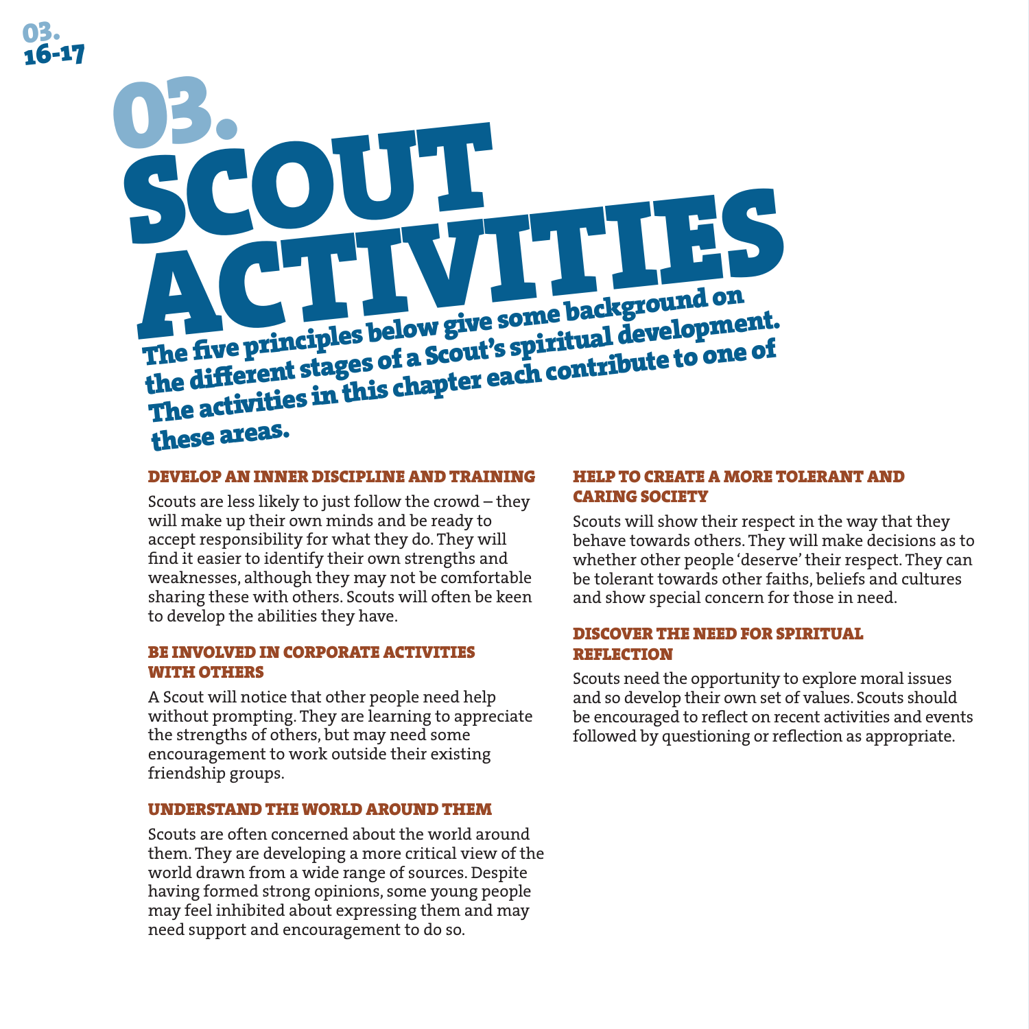# 03. SCOUT ACTIVITIES

**The five principles below give some background on the different stages of a Scout's spiritual development. The activities in this chapter each contribute to one of these areas.**

### DEVELOP AN INNER DISCIPLINE AND TRAINING

Scouts are less likely to just follow the crowd – they will make up their own minds and be ready to accept responsibility for what they do. They will find it easier to identify their own strengths and weaknesses, although they may not be comfortable sharing these with others. Scouts will often be keen to develop the abilities they have.

### BE INVOLVED IN CORPORATE ACTIVITIES WITH OTHERS

A Scout will notice that other people need help without prompting. They are learning to appreciate the strengths of others, but may need some encouragement to work outside their existing friendship groups.

### UNDERSTAND THE WORLD AROUND THEM

Scouts are often concerned about the world around them. They are developing a more critical view of the world drawn from a wide range of sources. Despite having formed strong opinions, some young people may feel inhibited about expressing them and may need support and encouragement to do so.

### HELP TO CREATE A MORE TOLERANT AND CARING SOCIETY

Scouts will show their respect in the way that they behave towards others. They will make decisions as to whether other people 'deserve' their respect. They can be tolerant towards other faiths, beliefs and cultures and show special concern for those in need.

### DISCOVER THE NEED FOR SPIRITUAL REFLECTION

Scouts need the opportunity to explore moral issues and so develop their own set of values. Scouts should be encouraged to reflect on recent activities and events followed by questioning or reflection as appropriate.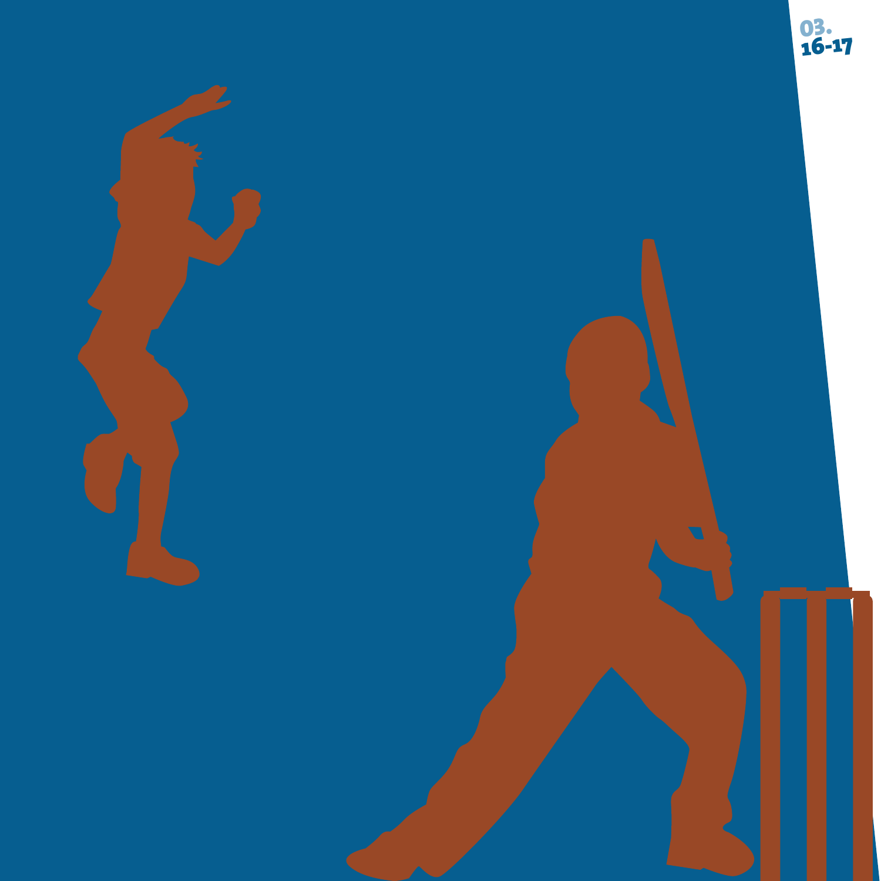03.
16-17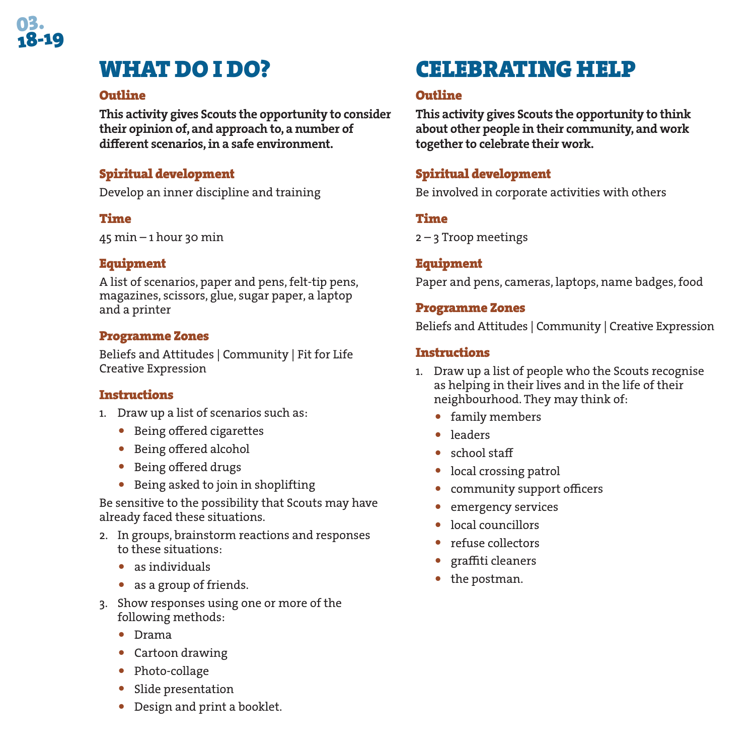# WHAT DO I DO?

### Outline

**This activity gives Scouts the opportunity to consider their opinion of, and approach to, a number of different scenarios, in a safe environment.**

### Spiritual development

Develop an inner discipline and training

### Time

45 min – 1 hour 30 min

### Equipment

A list of scenarios, paper and pens, felt-tip pens, magazines, scissors, glue, sugar paper, a laptop and a printer

### Programme Zones

Beliefs and Attitudes | Community | Fit for Life
Creative Expression

### Instructions

1. Draw up a list of scenarios such as:
   - Being offered cigarettes
   - Being offered alcohol
   - Being offered drugs
   - Being asked to join in shoplifting

Be sensitive to the possibility that Scouts may have already faced these situations.

2. In groups, brainstorm reactions and responses to these situations:
   - as individuals
   - as a group of friends.
3. Show responses using one or more of the following methods:
   - Drama
   - Cartoon drawing
   - Photo-collage
   - Slide presentation
   - Design and print a booklet.

# CELEBRATING HELP

### Outline

**This activity gives Scouts the opportunity to think about other people in their community, and work together to celebrate their work.**

### Spiritual development

Be involved in corporate activities with others

### Time

2 – 3 Troop meetings

### Equipment

Paper and pens, cameras, laptops, name badges, food

### Programme Zones

Beliefs and Attitudes | Community | Creative Expression

### Instructions

1. Draw up a list of people who the Scouts recognise as helping in their lives and in the life of their neighbourhood. They may think of:
   - family members
   - leaders
   - school staff
   - local crossing patrol
   - community support officers
   - emergency services
   - local councillors
   - refuse collectors
   - graffiti cleaners
   - the postman.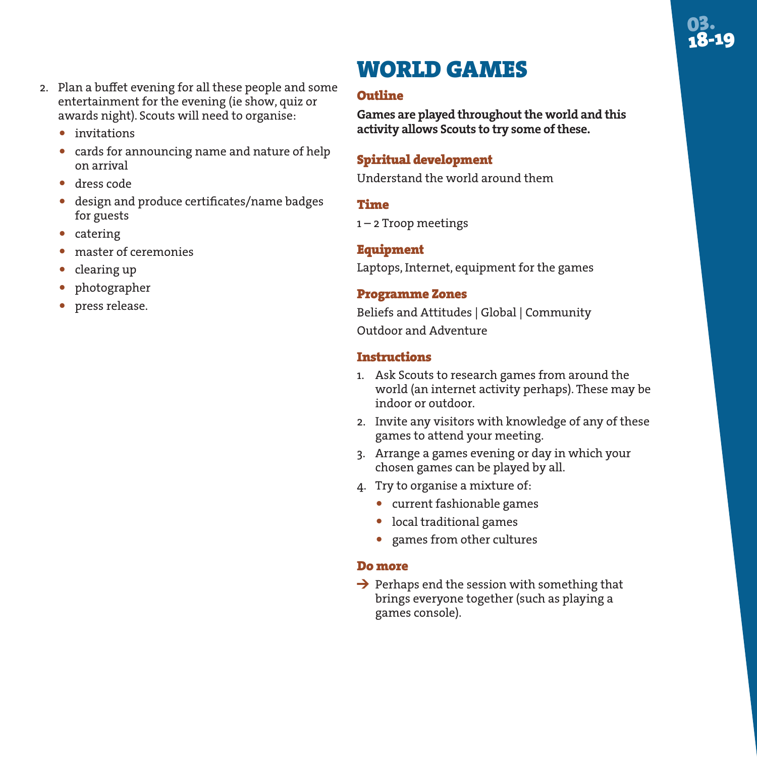2. Plan a buffet evening for all these people and some entertainment for the evening (ie show, quiz or awards night). Scouts will need to organise:
   - invitations
   - cards for announcing name and nature of help on arrival
   - dress code
   - design and produce certificates/name badges for guests
   - catering
   - master of ceremonies
   - clearing up
   - photographer
   - press release.

# WORLD GAMES

### Outline

**Games are played throughout the world and this activity allows Scouts to try some of these.**

### Spiritual development

Understand the world around them

### Time

1 – 2 Troop meetings

### Equipment

Laptops, Internet, equipment for the games

### Programme Zones

Beliefs and Attitudes | Global | Community

Outdoor and Adventure

### Instructions

1. Ask Scouts to research games from around the world (an internet activity perhaps). These may be indoor or outdoor.
2. Invite any visitors with knowledge of any of these games to attend your meeting.
3. Arrange a games evening or day in which your chosen games can be played by all.
4. Try to organise a mixture of:
   - current fashionable games
   - local traditional games
   - games from other cultures

### Do more

→ Perhaps end the session with something that brings everyone together (such as playing a games console).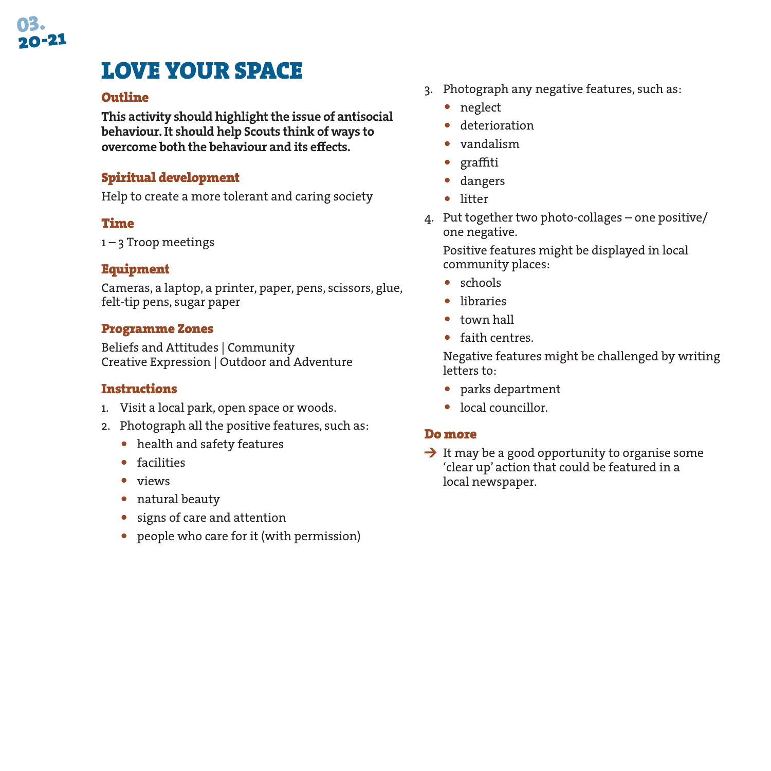# LOVE YOUR SPACE

## Outline

**This activity should highlight the issue of antisocial behaviour. It should help Scouts think of ways to overcome both the behaviour and its effects.**

## Spiritual development

Help to create a more tolerant and caring society

## Time

1 – 3 Troop meetings

## Equipment

Cameras, a laptop, a printer, paper, pens, scissors, glue, felt-tip pens, sugar paper

## Programme Zones

Beliefs and Attitudes | Community
Creative Expression | Outdoor and Adventure

## Instructions

1. Visit a local park, open space or woods.
2. Photograph all the positive features, such as:
   - health and safety features
   - facilities
   - views
   - natural beauty
   - signs of care and attention
   - people who care for it (with permission)
3. Photograph any negative features, such as:
   - neglect
   - deterioration
   - vandalism
   - graffiti
   - dangers
   - litter
4. Put together two photo-collages – one positive/ one negative.

   Positive features might be displayed in local community places:
   - schools
   - libraries
   - town hall
   - faith centres.

   Negative features might be challenged by writing letters to:
   - parks department
   - local councillor.

## Do more

→ It may be a good opportunity to organise some 'clear up' action that could be featured in a local newspaper.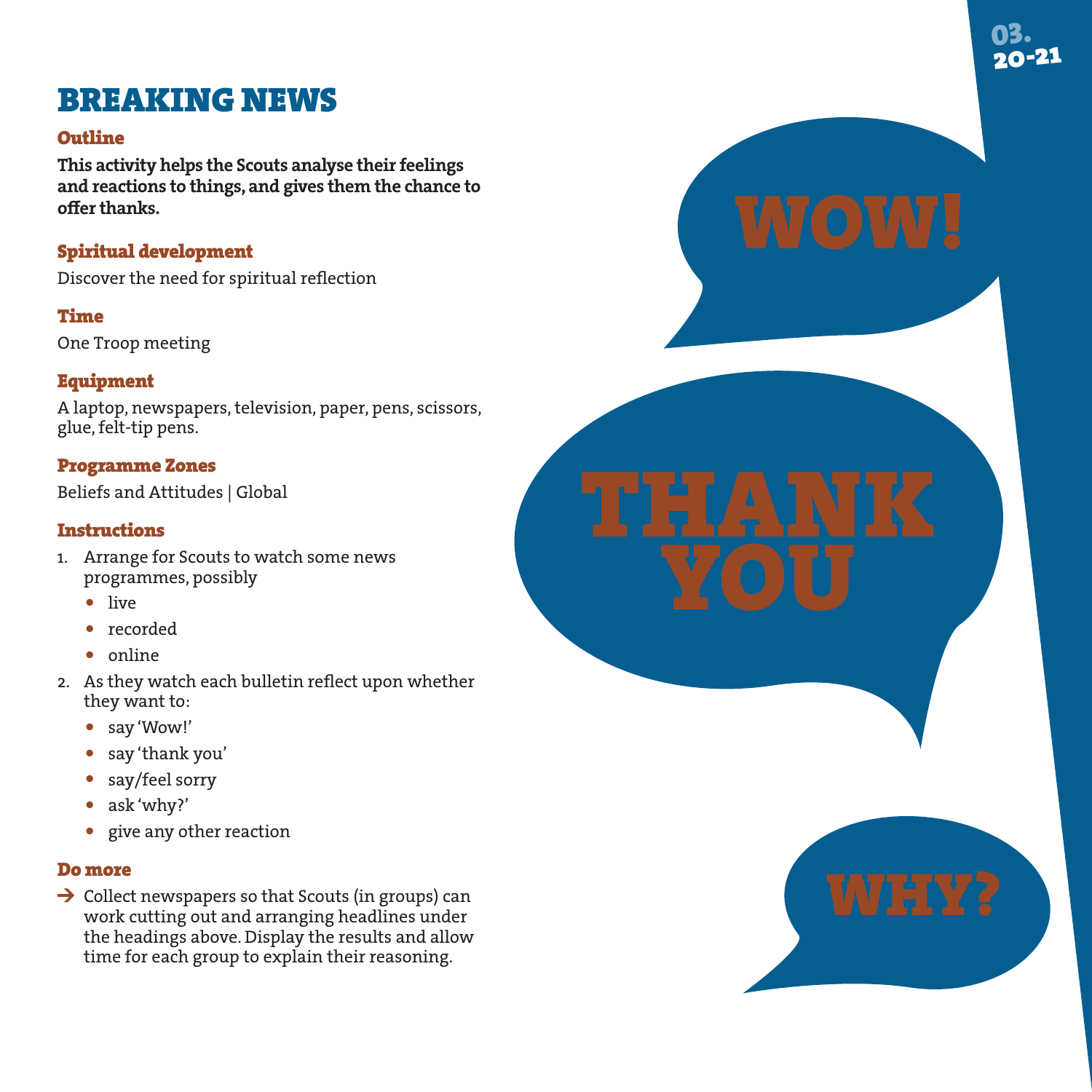# BREAKING NEWS

### Outline

**This activity helps the Scouts analyse their feelings and reactions to things, and gives them the chance to offer thanks.**

### Spiritual development

Discover the need for spiritual reflection

### Time

One Troop meeting

### Equipment

A laptop, newspapers, television, paper, pens, scissors, glue, felt-tip pens.

### Programme Zones

Beliefs and Attitudes | Global

### Instructions

1. Arrange for Scouts to watch some news programmes, possibly
   - live
   - recorded
   - online
2. As they watch each bulletin reflect upon whether they want to:
   - say 'Wow!'
   - say 'thank you'
   - say/feel sorry
   - ask 'why?'
   - give any other reaction

### Do more

→ Collect newspapers so that Scouts (in groups) can work cutting out and arranging headlines under the headings above. Display the results and allow time for each group to explain their reasoning.

WOW!

THANK YOU

WHY?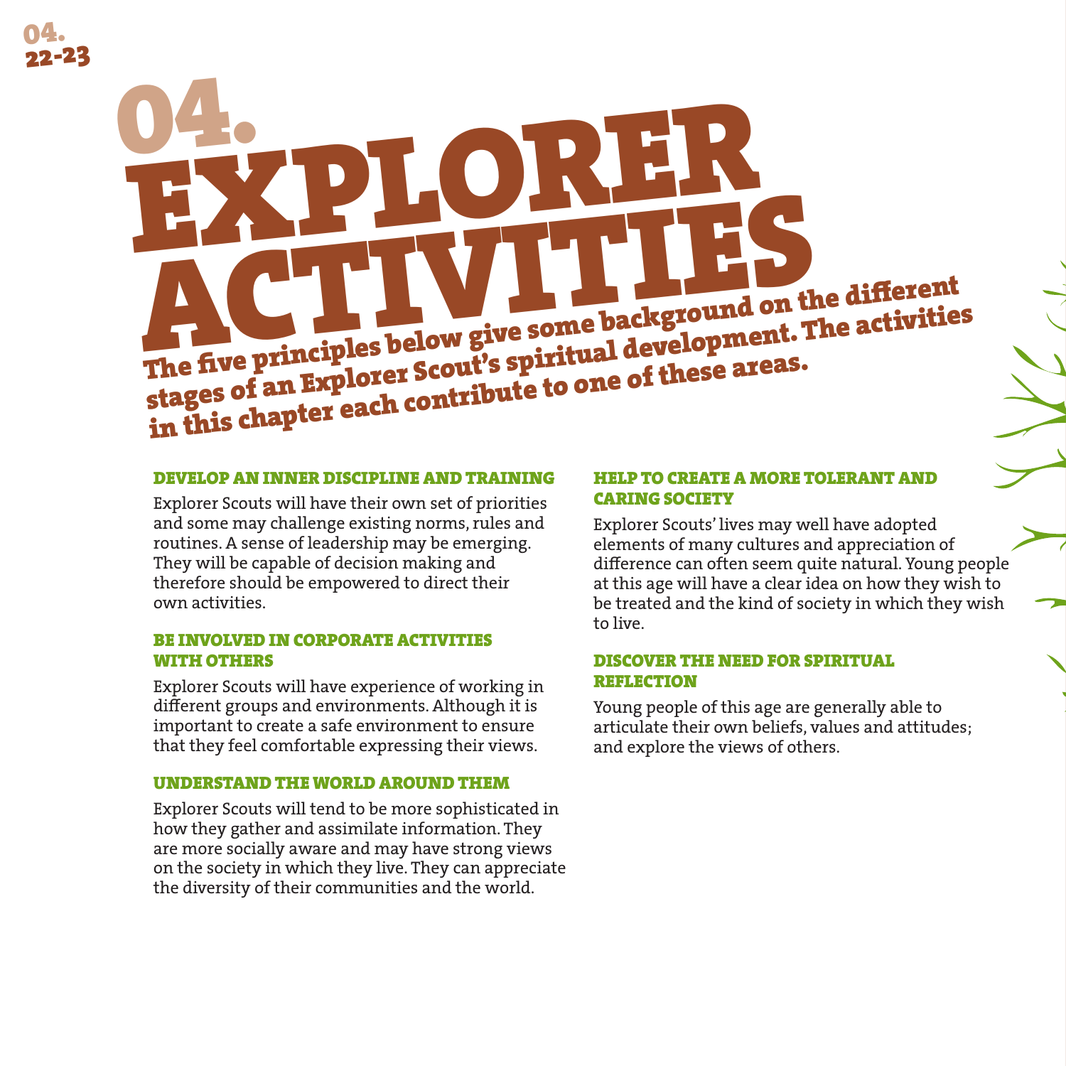# 04. EXPLORER ACTIVITIES

**The five principles below give some background on the different stages of an Explorer Scout's spiritual development. The activities in this chapter each contribute to one of these areas.**

### DEVELOP AN INNER DISCIPLINE AND TRAINING

Explorer Scouts will have their own set of priorities and some may challenge existing norms, rules and routines. A sense of leadership may be emerging. They will be capable of decision making and therefore should be empowered to direct their own activities.

### BE INVOLVED IN CORPORATE ACTIVITIES WITH OTHERS

Explorer Scouts will have experience of working in different groups and environments. Although it is important to create a safe environment to ensure that they feel comfortable expressing their views.

### UNDERSTAND THE WORLD AROUND THEM

Explorer Scouts will tend to be more sophisticated in how they gather and assimilate information. They are more socially aware and may have strong views on the society in which they live. They can appreciate the diversity of their communities and the world.

### HELP TO CREATE A MORE TOLERANT AND CARING SOCIETY

Explorer Scouts' lives may well have adopted elements of many cultures and appreciation of difference can often seem quite natural. Young people at this age will have a clear idea on how they wish to be treated and the kind of society in which they wish to live.

### DISCOVER THE NEED FOR SPIRITUAL REFLECTION

Young people of this age are generally able to articulate their own beliefs, values and attitudes; and explore the views of others.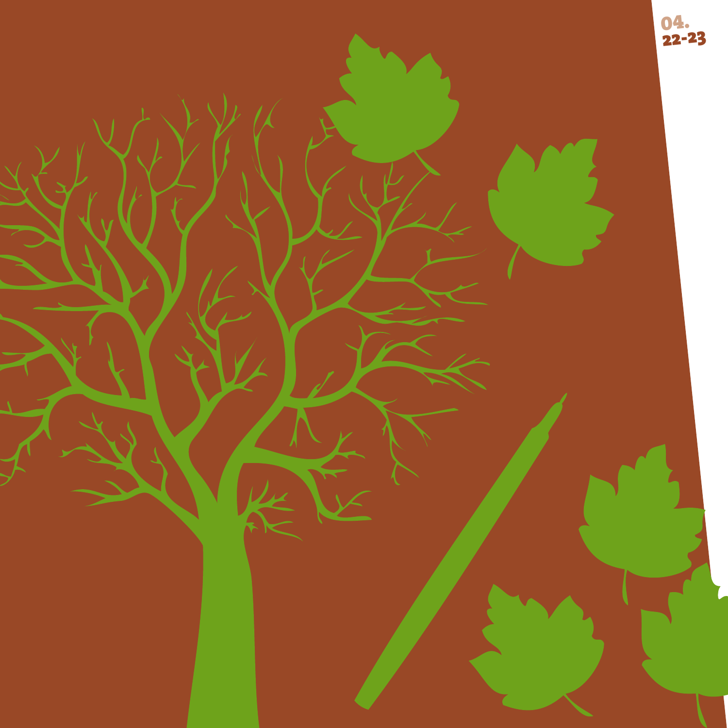04.

22-23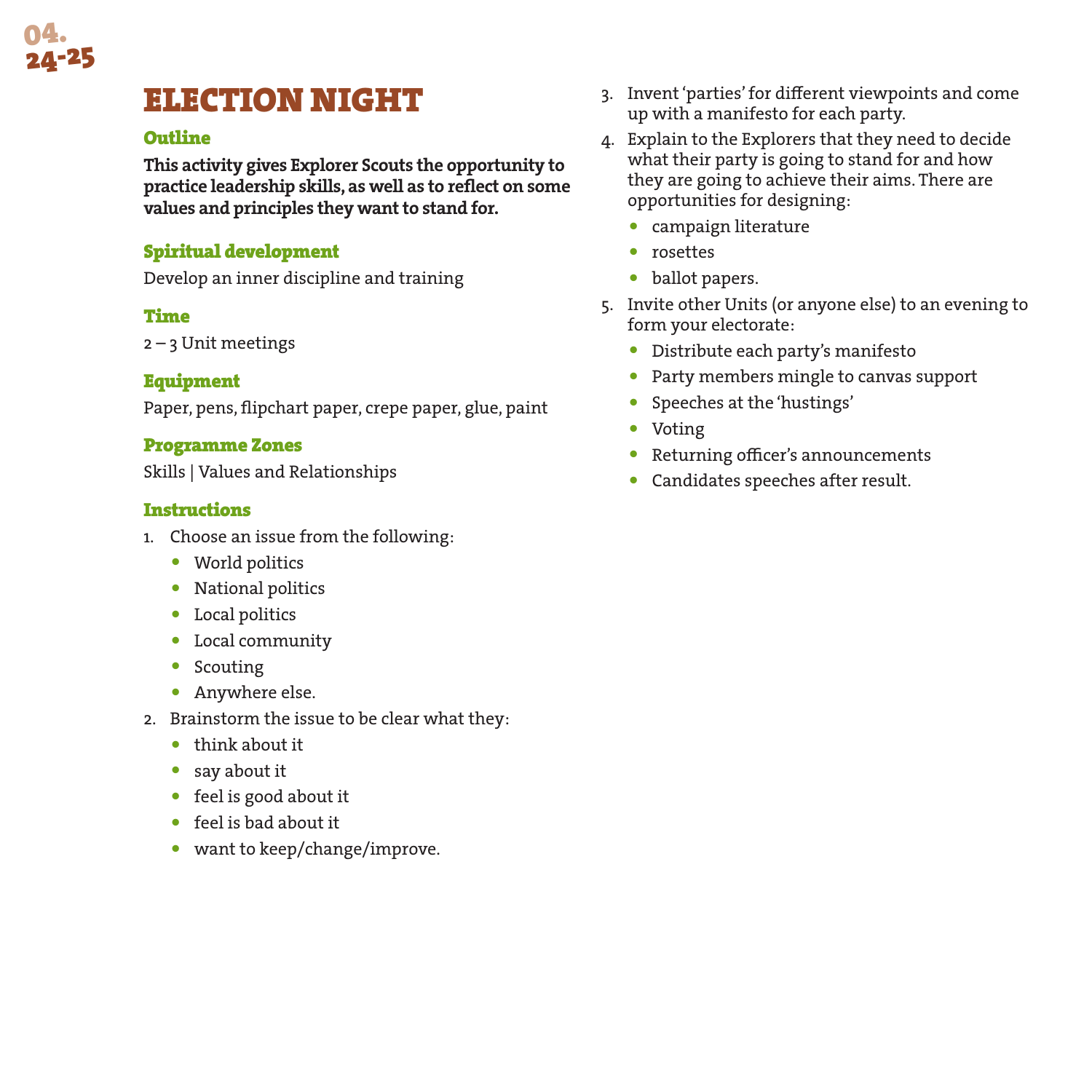# ELECTION NIGHT

## Outline

**This activity gives Explorer Scouts the opportunity to practice leadership skills, as well as to reflect on some values and principles they want to stand for.**

## Spiritual development

Develop an inner discipline and training

## Time

2 – 3 Unit meetings

## Equipment

Paper, pens, flipchart paper, crepe paper, glue, paint

## Programme Zones

Skills | Values and Relationships

## Instructions

1. Choose an issue from the following:
   - World politics
   - National politics
   - Local politics
   - Local community
   - Scouting
   - Anywhere else.
2. Brainstorm the issue to be clear what they:
   - think about it
   - say about it
   - feel is good about it
   - feel is bad about it
   - want to keep/change/improve.
3. Invent 'parties' for different viewpoints and come up with a manifesto for each party.
4. Explain to the Explorers that they need to decide what their party is going to stand for and how they are going to achieve their aims. There are opportunities for designing:
   - campaign literature
   - rosettes
   - ballot papers.
5. Invite other Units (or anyone else) to an evening to form your electorate:
   - Distribute each party's manifesto
   - Party members mingle to canvas support
   - Speeches at the 'hustings'
   - Voting
   - Returning officer's announcements
   - Candidates speeches after result.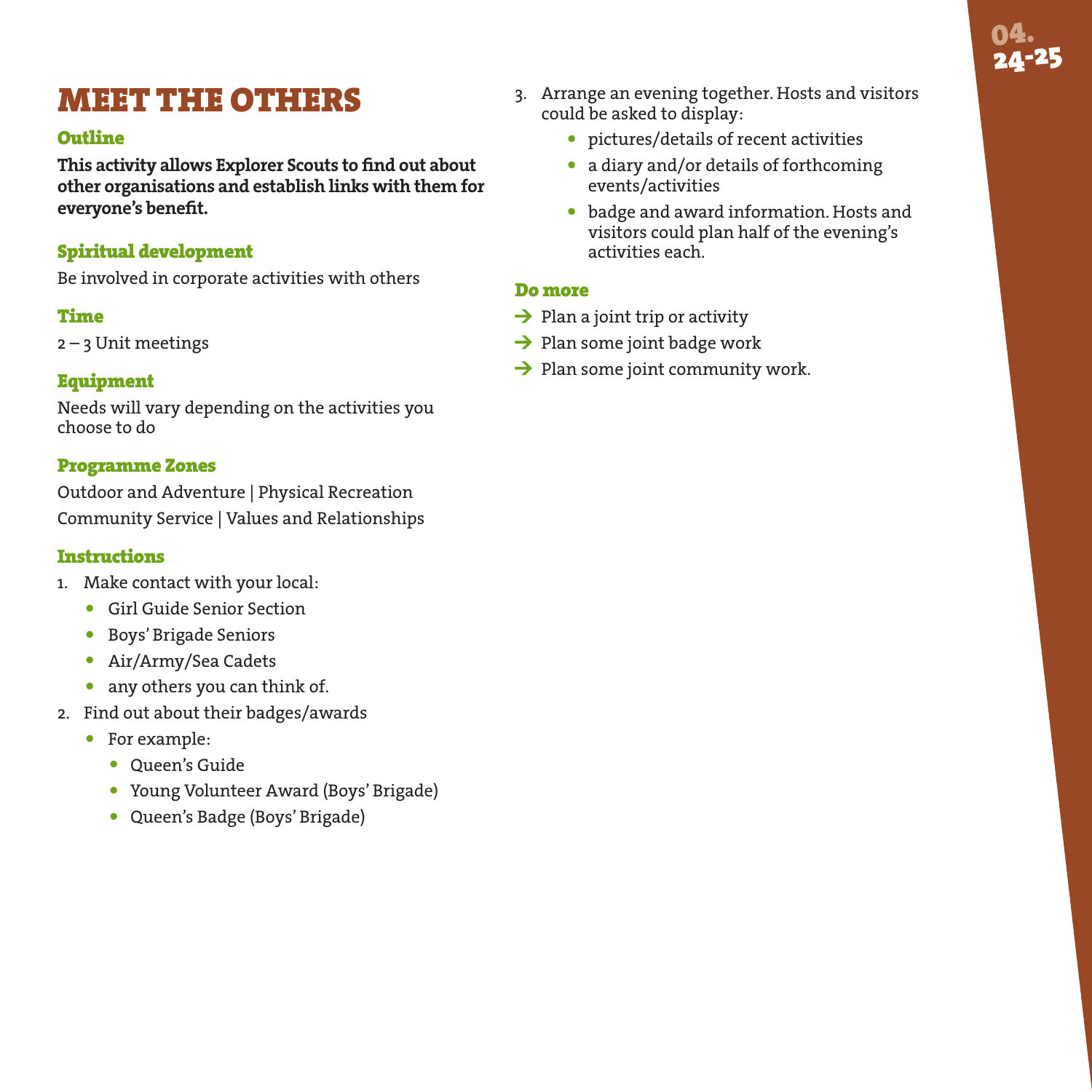# MEET THE OTHERS

### Outline

**This activity allows Explorer Scouts to find out about other organisations and establish links with them for everyone's benefit.**

### Spiritual development

Be involved in corporate activities with others

### Time

2 – 3 Unit meetings

### Equipment

Needs will vary depending on the activities you choose to do

### Programme Zones

Outdoor and Adventure | Physical Recreation
Community Service | Values and Relationships

### Instructions

1. Make contact with your local:
   - Girl Guide Senior Section
   - Boys' Brigade Seniors
   - Air/Army/Sea Cadets
   - any others you can think of.
2. Find out about their badges/awards
   - For example:
     - Queen's Guide
     - Young Volunteer Award (Boys' Brigade)
     - Queen's Badge (Boys' Brigade)
3. Arrange an evening together. Hosts and visitors could be asked to display:
   - pictures/details of recent activities
   - a diary and/or details of forthcoming events/activities
   - badge and award information. Hosts and visitors could plan half of the evening's activities each.

### Do more

→ Plan a joint trip or activity
→ Plan some joint badge work
→ Plan some joint community work.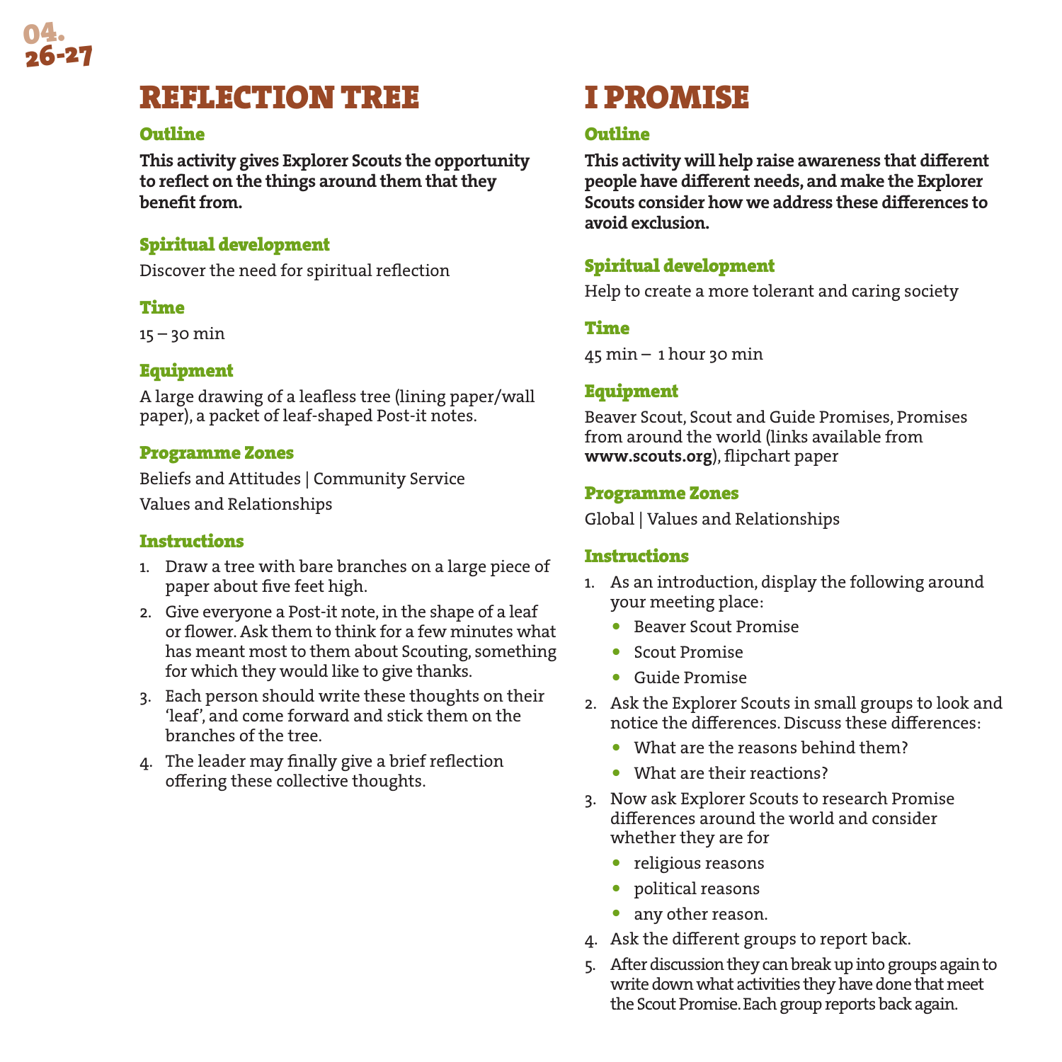# REFLECTION TREE

### Outline

**This activity gives Explorer Scouts the opportunity to reflect on the things around them that they benefit from.**

### Spiritual development

Discover the need for spiritual reflection

### Time

15 – 30 min

### Equipment

A large drawing of a leafless tree (lining paper/wall paper), a packet of leaf-shaped Post-it notes.

### Programme Zones

Beliefs and Attitudes | Community Service

Values and Relationships

### Instructions

1. Draw a tree with bare branches on a large piece of paper about five feet high.
2. Give everyone a Post-it note, in the shape of a leaf or flower. Ask them to think for a few minutes what has meant most to them about Scouting, something for which they would like to give thanks.
3. Each person should write these thoughts on their 'leaf', and come forward and stick them on the branches of the tree.
4. The leader may finally give a brief reflection offering these collective thoughts.

# I PROMISE

### Outline

**This activity will help raise awareness that different people have different needs, and make the Explorer Scouts consider how we address these differences to avoid exclusion.**

### Spiritual development

Help to create a more tolerant and caring society

### Time

45 min – 1 hour 30 min

### Equipment

Beaver Scout, Scout and Guide Promises, Promises from around the world (links available from **www.scouts.org**), flipchart paper

### Programme Zones

Global | Values and Relationships

### Instructions

1. As an introduction, display the following around your meeting place:
   - Beaver Scout Promise
   - Scout Promise
   - Guide Promise
2. Ask the Explorer Scouts in small groups to look and notice the differences. Discuss these differences:
   - What are the reasons behind them?
   - What are their reactions?
3. Now ask Explorer Scouts to research Promise differences around the world and consider whether they are for
   - religious reasons
   - political reasons
   - any other reason.
4. Ask the different groups to report back.
5. After discussion they can break up into groups again to write down what activities they have done that meet the Scout Promise. Each group reports back again.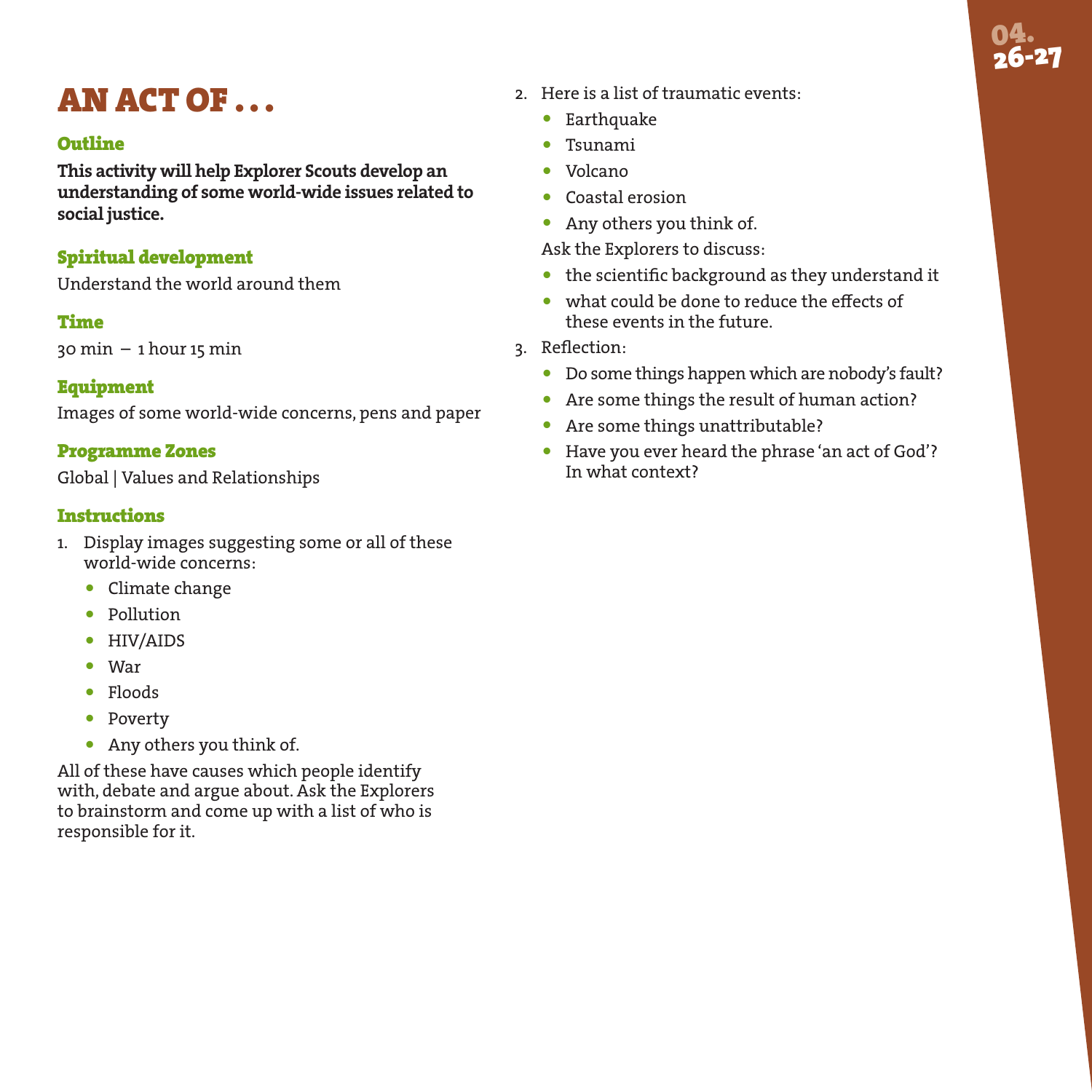# AN ACT OF . . .

### Outline

**This activity will help Explorer Scouts develop an understanding of some world-wide issues related to social justice.**

### Spiritual development

Understand the world around them

### Time

30 min – 1 hour 15 min

### Equipment

Images of some world-wide concerns, pens and paper

### Programme Zones

Global | Values and Relationships

### Instructions

1. Display images suggesting some or all of these world-wide concerns:
   - Climate change
   - Pollution
   - HIV/AIDS
   - War
   - Floods
   - Poverty
   - Any others you think of.

All of these have causes which people identify with, debate and argue about. Ask the Explorers to brainstorm and come up with a list of who is responsible for it.

2. Here is a list of traumatic events:
   - Earthquake
   - Tsunami
   - Volcano
   - Coastal erosion
   - Any others you think of.

   Ask the Explorers to discuss:
   - the scientific background as they understand it
   - what could be done to reduce the effects of these events in the future.
3. Reflection:
   - Do some things happen which are nobody's fault?
   - Are some things the result of human action?
   - Are some things unattributable?
   - Have you ever heard the phrase 'an act of God'? In what context?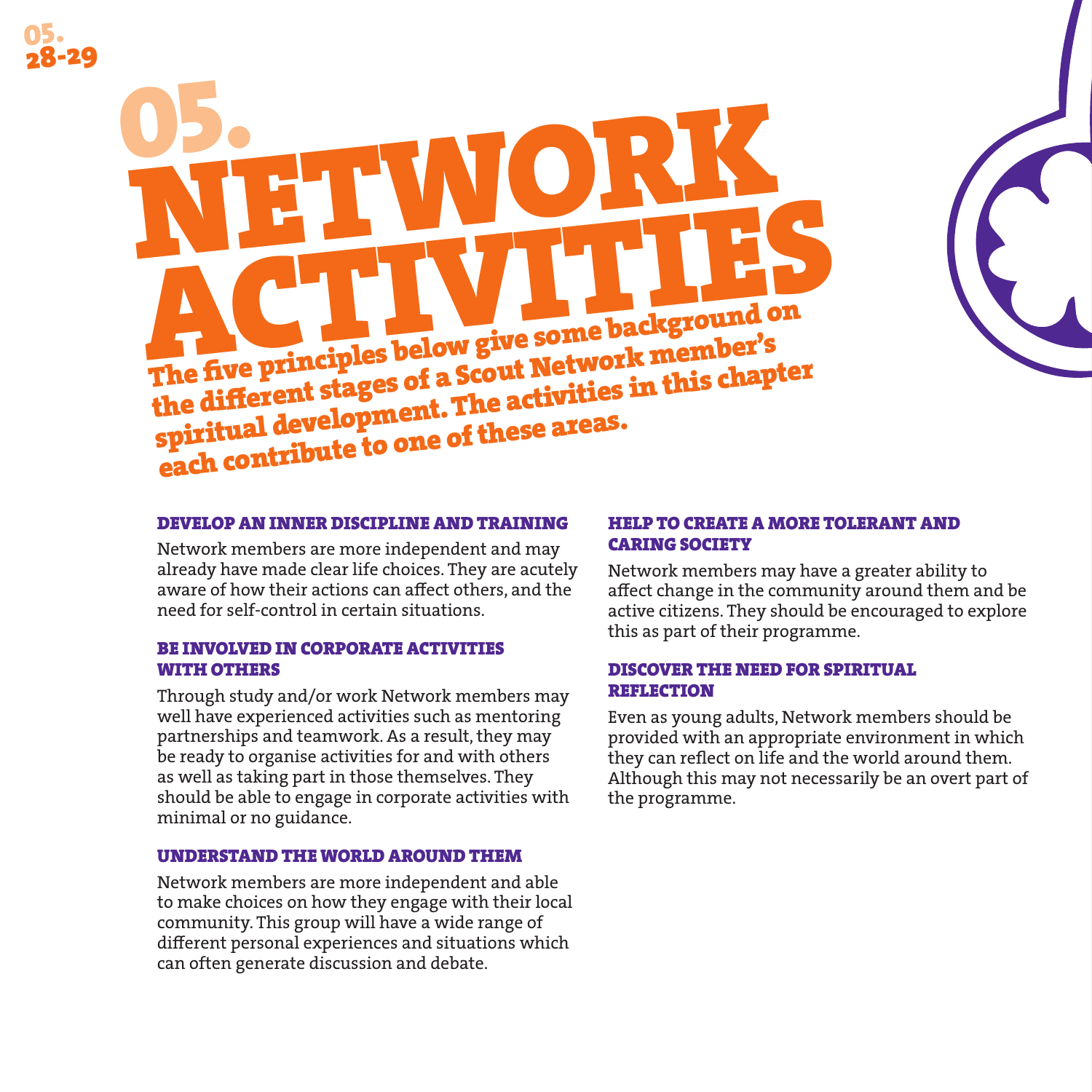# 05. NETWORK ACTIVITIES

**The five principles below give some background on the different stages of a Scout Network member's spiritual development. The activities in this chapter each contribute to one of these areas.**

### DEVELOP AN INNER DISCIPLINE AND TRAINING

Network members are more independent and may already have made clear life choices. They are acutely aware of how their actions can affect others, and the need for self-control in certain situations.

### BE INVOLVED IN CORPORATE ACTIVITIES WITH OTHERS

Through study and/or work Network members may well have experienced activities such as mentoring partnerships and teamwork. As a result, they may be ready to organise activities for and with others as well as taking part in those themselves. They should be able to engage in corporate activities with minimal or no guidance.

### UNDERSTAND THE WORLD AROUND THEM

Network members are more independent and able to make choices on how they engage with their local community. This group will have a wide range of different personal experiences and situations which can often generate discussion and debate.

### HELP TO CREATE A MORE TOLERANT AND CARING SOCIETY

Network members may have a greater ability to affect change in the community around them and be active citizens. They should be encouraged to explore this as part of their programme.

### DISCOVER THE NEED FOR SPIRITUAL REFLECTION

Even as young adults, Network members should be provided with an appropriate environment in which they can reflect on life and the world around them. Although this may not necessarily be an overt part of the programme.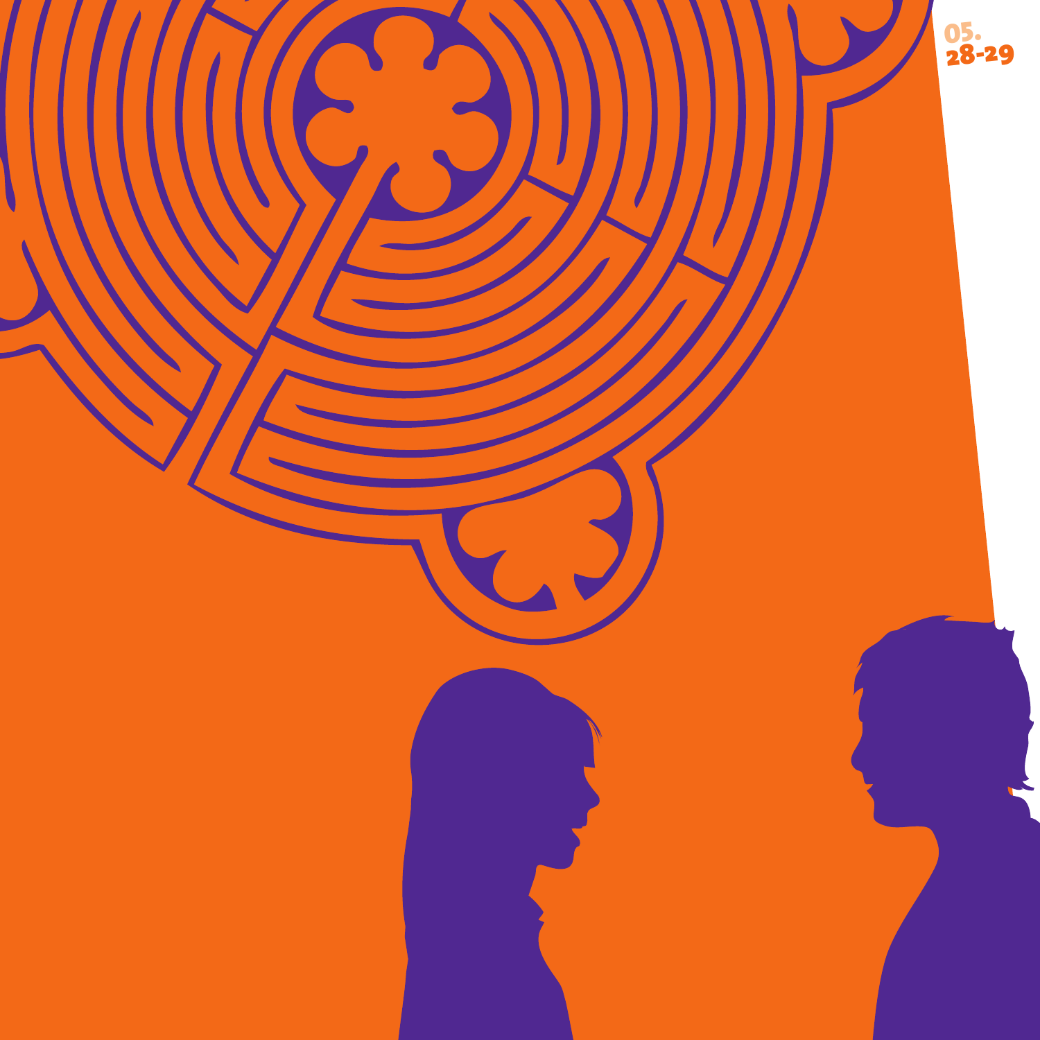05.
28-29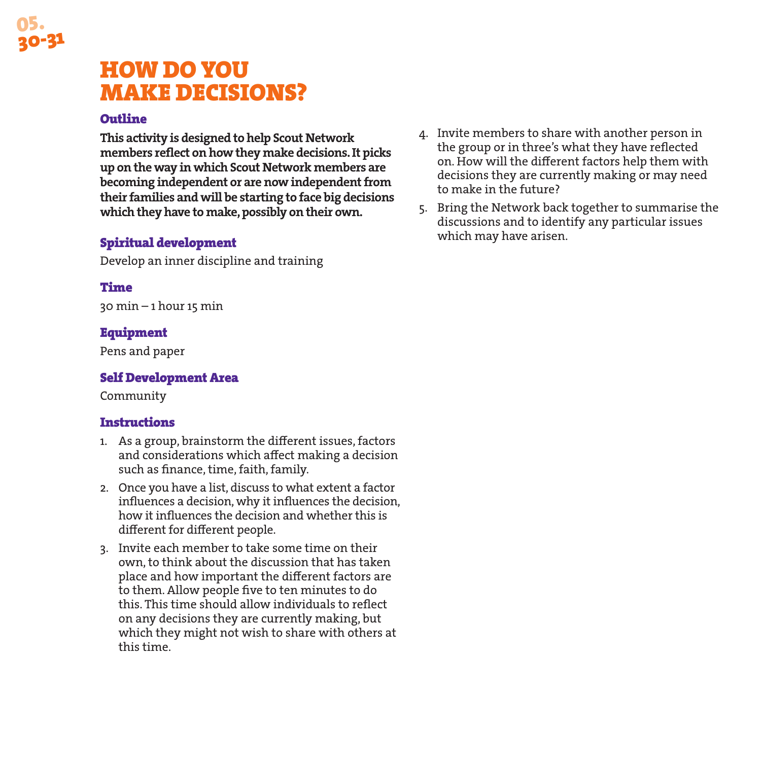# HOW DO YOU MAKE DECISIONS?

### Outline

**This activity is designed to help Scout Network members reflect on how they make decisions. It picks up on the way in which Scout Network members are becoming independent or are now independent from their families and will be starting to face big decisions which they have to make, possibly on their own.**

### Spiritual development

Develop an inner discipline and training

### Time

30 min – 1 hour 15 min

### Equipment

Pens and paper

### Self Development Area

Community

### Instructions

1. As a group, brainstorm the different issues, factors and considerations which affect making a decision such as finance, time, faith, family.
2. Once you have a list, discuss to what extent a factor influences a decision, why it influences the decision, how it influences the decision and whether this is different for different people.
3. Invite each member to take some time on their own, to think about the discussion that has taken place and how important the different factors are to them. Allow people five to ten minutes to do this. This time should allow individuals to reflect on any decisions they are currently making, but which they might not wish to share with others at this time.
4. Invite members to share with another person in the group or in three's what they have reflected on. How will the different factors help them with decisions they are currently making or may need to make in the future?
5. Bring the Network back together to summarise the discussions and to identify any particular issues which may have arisen.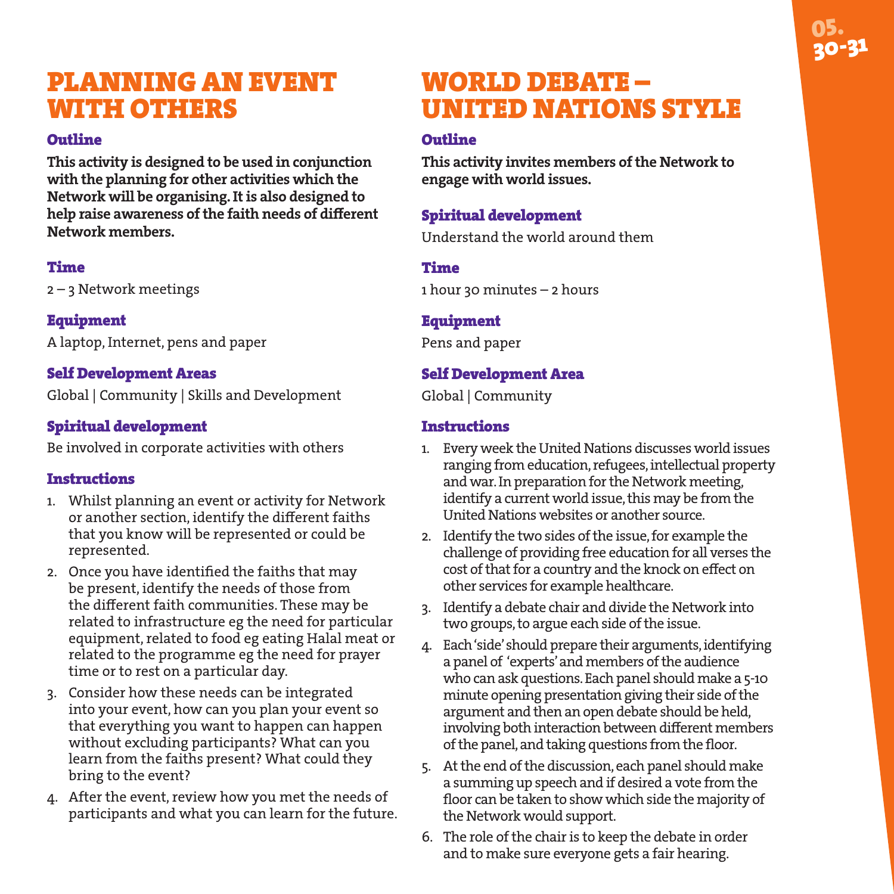# PLANNING AN EVENT WITH OTHERS

### Outline

**This activity is designed to be used in conjunction with the planning for other activities which the Network will be organising. It is also designed to help raise awareness of the faith needs of different Network members.**

### Time

2 – 3 Network meetings

### Equipment

A laptop, Internet, pens and paper

### Self Development Areas

Global | Community | Skills and Development

### Spiritual development

Be involved in corporate activities with others

### Instructions

1. Whilst planning an event or activity for Network or another section, identify the different faiths that you know will be represented or could be represented.
2. Once you have identified the faiths that may be present, identify the needs of those from the different faith communities. These may be related to infrastructure eg the need for particular equipment, related to food eg eating Halal meat or related to the programme eg the need for prayer time or to rest on a particular day.
3. Consider how these needs can be integrated into your event, how can you plan your event so that everything you want to happen can happen without excluding participants? What can you learn from the faiths present? What could they bring to the event?
4. After the event, review how you met the needs of participants and what you can learn for the future.

# WORLD DEBATE – UNITED NATIONS STYLE

### Outline

**This activity invites members of the Network to engage with world issues.**

### Spiritual development

Understand the world around them

### Time

1 hour 30 minutes – 2 hours

### Equipment

Pens and paper

### Self Development Area

Global | Community

### Instructions

1. Every week the United Nations discusses world issues ranging from education, refugees, intellectual property and war. In preparation for the Network meeting, identify a current world issue, this may be from the United Nations websites or another source.
2. Identify the two sides of the issue, for example the challenge of providing free education for all verses the cost of that for a country and the knock on effect on other services for example healthcare.
3. Identify a debate chair and divide the Network into two groups, to argue each side of the issue.
4. Each 'side' should prepare their arguments, identifying a panel of 'experts' and members of the audience who can ask questions. Each panel should make a 5-10 minute opening presentation giving their side of the argument and then an open debate should be held, involving both interaction between different members of the panel, and taking questions from the floor.
5. At the end of the discussion, each panel should make a summing up speech and if desired a vote from the floor can be taken to show which side the majority of the Network would support.
6. The role of the chair is to keep the debate in order and to make sure everyone gets a fair hearing.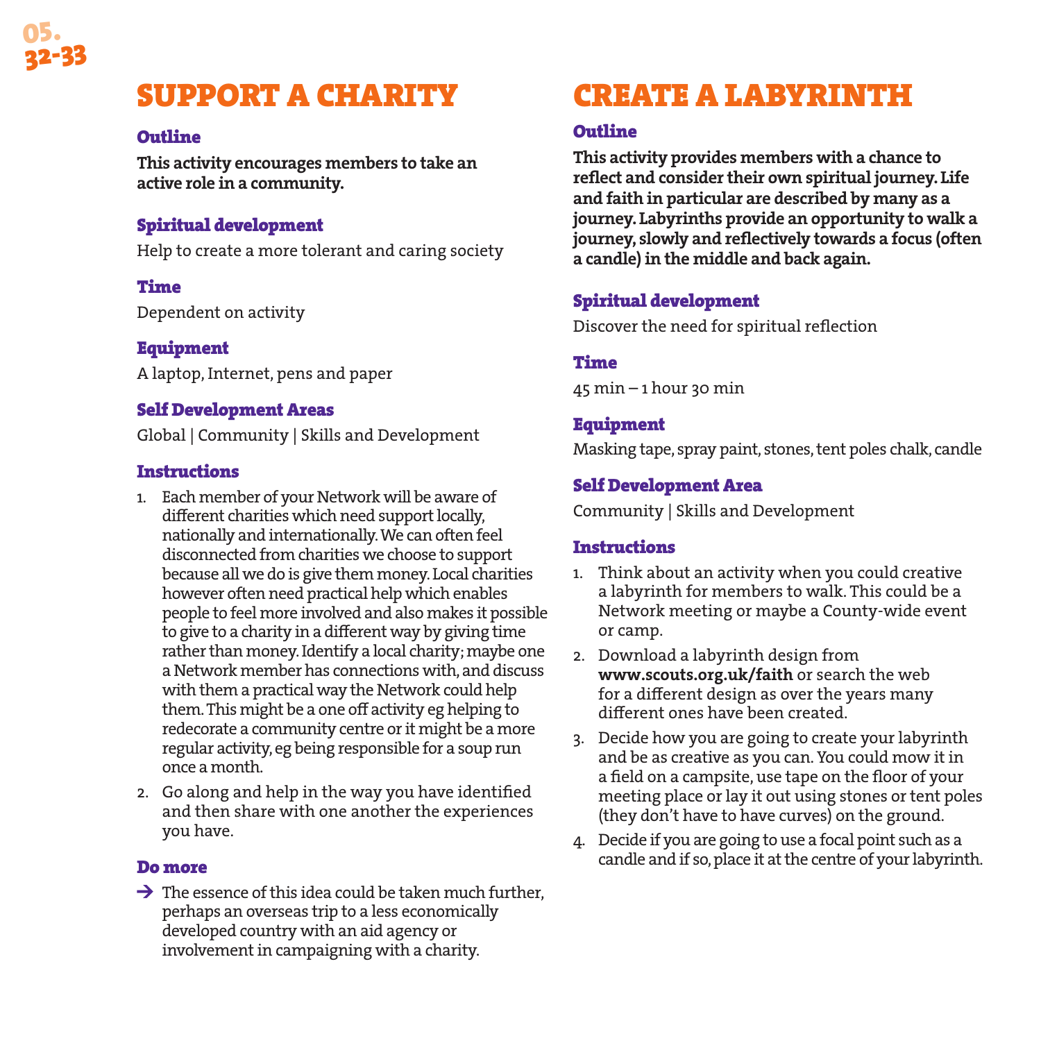## SUPPORT A CHARITY

### Outline

**This activity encourages members to take an active role in a community.**

### Spiritual development

Help to create a more tolerant and caring society

### Time

Dependent on activity

### Equipment

A laptop, Internet, pens and paper

### Self Development Areas

Global | Community | Skills and Development

### Instructions

1. Each member of your Network will be aware of different charities which need support locally, nationally and internationally. We can often feel disconnected from charities we choose to support because all we do is give them money. Local charities however often need practical help which enables people to feel more involved and also makes it possible to give to a charity in a different way by giving time rather than money. Identify a local charity; maybe one a Network member has connections with, and discuss with them a practical way the Network could help them. This might be a one off activity eg helping to redecorate a community centre or it might be a more regular activity, eg being responsible for a soup run once a month.
2. Go along and help in the way you have identified and then share with one another the experiences you have.

### Do more

→ The essence of this idea could be taken much further, perhaps an overseas trip to a less economically developed country with an aid agency or involvement in campaigning with a charity.

## CREATE A LABYRINTH

### Outline

**This activity provides members with a chance to reflect and consider their own spiritual journey. Life and faith in particular are described by many as a journey. Labyrinths provide an opportunity to walk a journey, slowly and reflectively towards a focus (often a candle) in the middle and back again.**

### Spiritual development

Discover the need for spiritual reflection

### Time

45 min – 1 hour 30 min

### Equipment

Masking tape, spray paint, stones, tent poles chalk, candle

### Self Development Area

Community | Skills and Development

### Instructions

1. Think about an activity when you could creative a labyrinth for members to walk. This could be a Network meeting or maybe a County-wide event or camp.
2. Download a labyrinth design from **www.scouts.org.uk/faith** or search the web for a different design as over the years many different ones have been created.
3. Decide how you are going to create your labyrinth and be as creative as you can. You could mow it in a field on a campsite, use tape on the floor of your meeting place or lay it out using stones or tent poles (they don't have to have curves) on the ground.
4. Decide if you are going to use a focal point such as a candle and if so, place it at the centre of your labyrinth.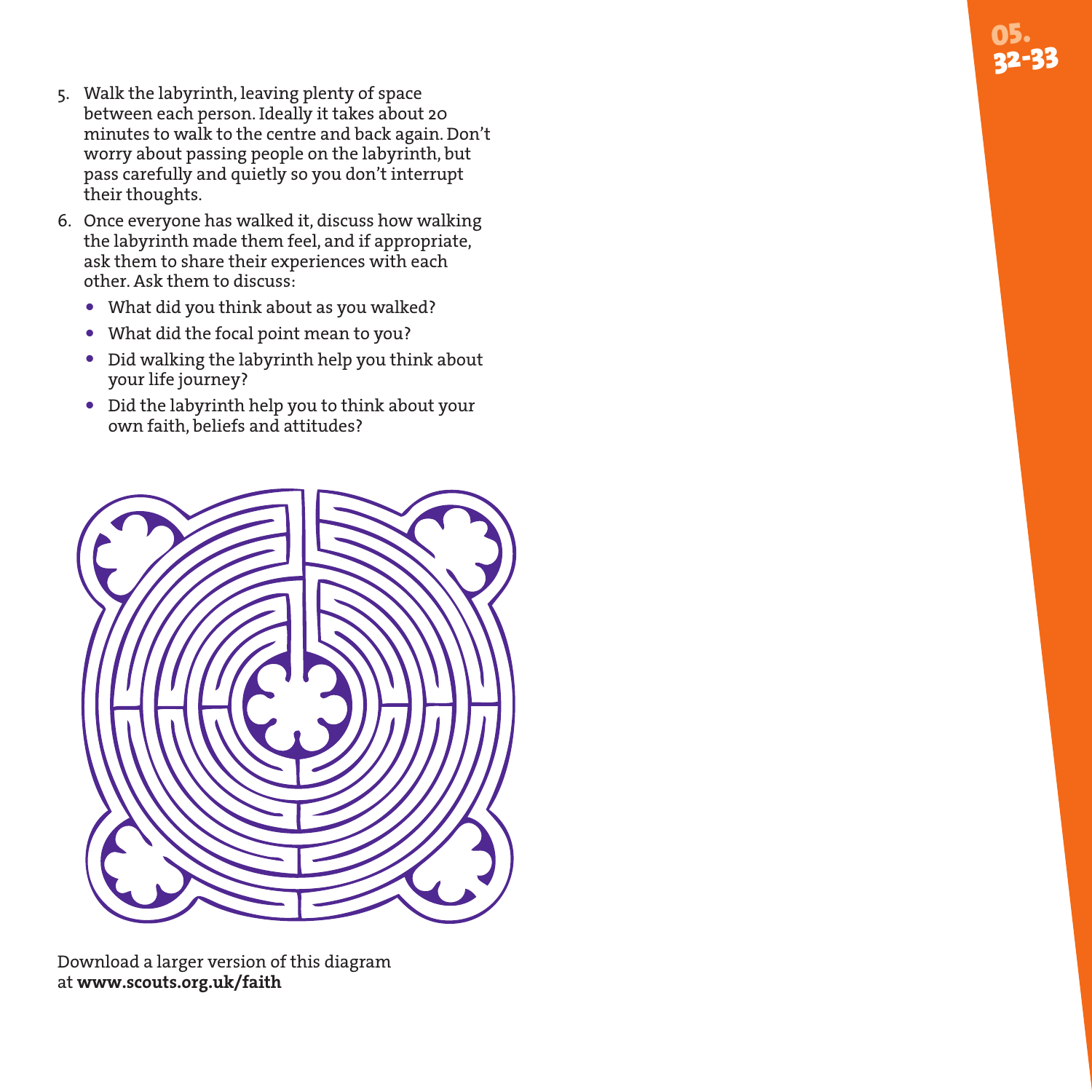5. Walk the labyrinth, leaving plenty of space between each person. Ideally it takes about 20 minutes to walk to the centre and back again. Don't worry about passing people on the labyrinth, but pass carefully and quietly so you don't interrupt their thoughts.
6. Once everyone has walked it, discuss how walking the labyrinth made them feel, and if appropriate, ask them to share their experiences with each other. Ask them to discuss:
   - What did you think about as you walked?
   - What did the focal point mean to you?
   - Did walking the labyrinth help you think about your life journey?
   - Did the labyrinth help you to think about your own faith, beliefs and attitudes?

Download a larger version of this diagram at **www.scouts.org.uk/faith**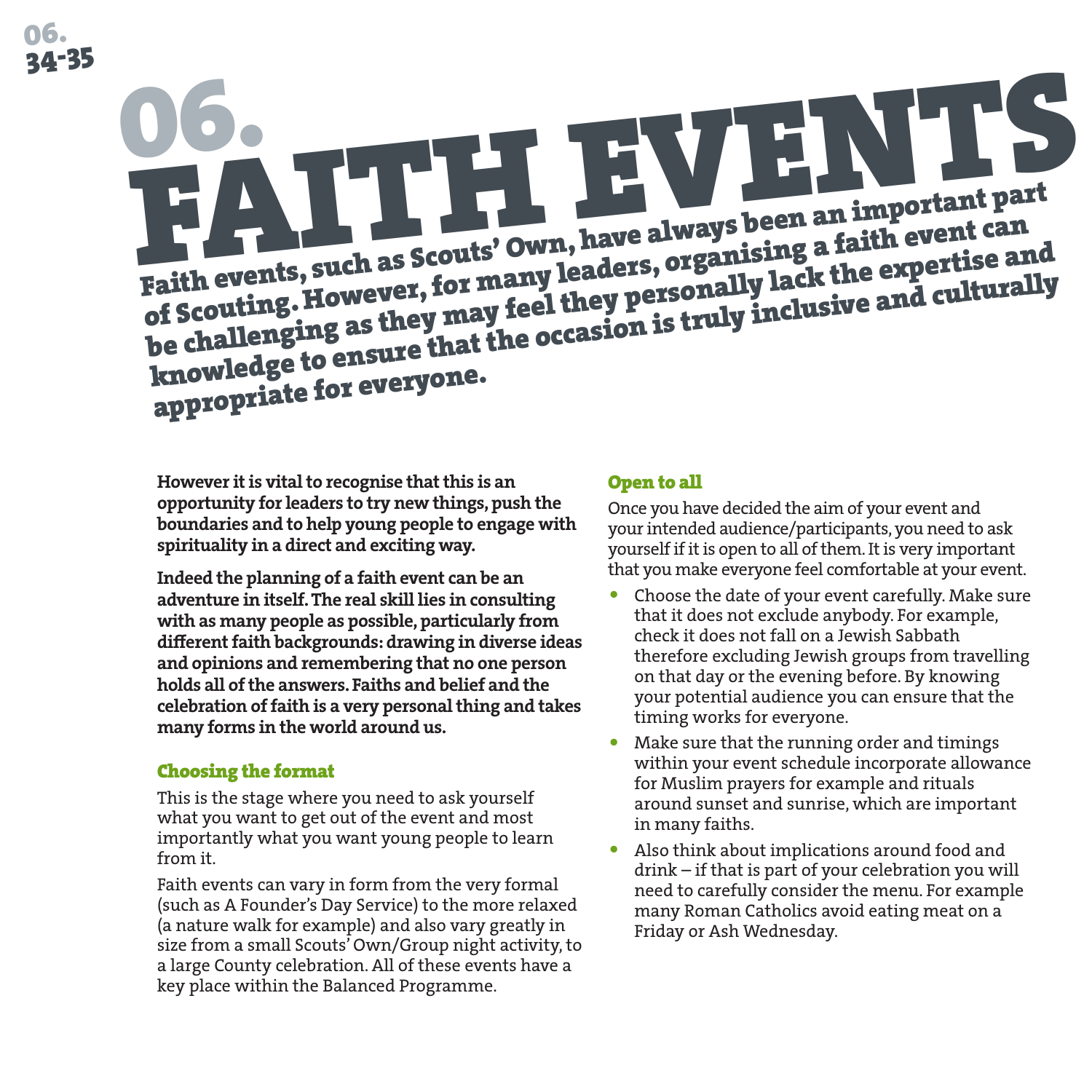# 06. FAITH EVENTS

**Faith events, such as Scouts' Own, have always been an important part of Scouting. However, for many leaders, organising a faith event can be challenging as they may feel they personally lack the expertise and knowledge to ensure that the occasion is truly inclusive and culturally appropriate for everyone.**

**However it is vital to recognise that this is an opportunity for leaders to try new things, push the boundaries and to help young people to engage with spirituality in a direct and exciting way.**

**Indeed the planning of a faith event can be an adventure in itself. The real skill lies in consulting with as many people as possible, particularly from different faith backgrounds: drawing in diverse ideas and opinions and remembering that no one person holds all of the answers. Faiths and belief and the celebration of faith is a very personal thing and takes many forms in the world around us.**

## Choosing the format

This is the stage where you need to ask yourself what you want to get out of the event and most importantly what you want young people to learn from it.

Faith events can vary in form from the very formal (such as A Founder's Day Service) to the more relaxed (a nature walk for example) and also vary greatly in size from a small Scouts' Own/Group night activity, to a large County celebration. All of these events have a key place within the Balanced Programme.

## Open to all

Once you have decided the aim of your event and your intended audience/participants, you need to ask yourself if it is open to all of them. It is very important that you make everyone feel comfortable at your event.

- Choose the date of your event carefully. Make sure that it does not exclude anybody. For example, check it does not fall on a Jewish Sabbath therefore excluding Jewish groups from travelling on that day or the evening before. By knowing your potential audience you can ensure that the timing works for everyone.
- Make sure that the running order and timings within your event schedule incorporate allowance for Muslim prayers for example and rituals around sunset and sunrise, which are important in many faiths.
- Also think about implications around food and drink – if that is part of your celebration you will need to carefully consider the menu. For example many Roman Catholics avoid eating meat on a Friday or Ash Wednesday.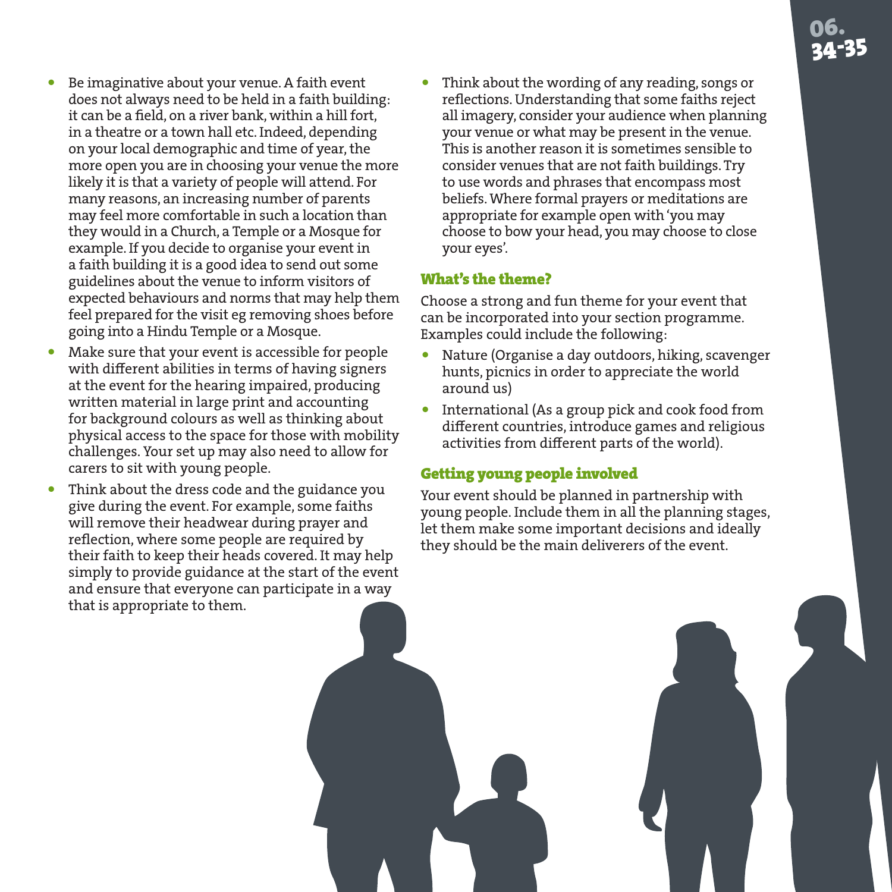- Be imaginative about your venue. A faith event does not always need to be held in a faith building: it can be a field, on a river bank, within a hill fort, in a theatre or a town hall etc. Indeed, depending on your local demographic and time of year, the more open you are in choosing your venue the more likely it is that a variety of people will attend. For many reasons, an increasing number of parents may feel more comfortable in such a location than they would in a Church, a Temple or a Mosque for example. If you decide to organise your event in a faith building it is a good idea to send out some guidelines about the venue to inform visitors of expected behaviours and norms that may help them feel prepared for the visit eg removing shoes before going into a Hindu Temple or a Mosque.
- Make sure that your event is accessible for people with different abilities in terms of having signers at the event for the hearing impaired, producing written material in large print and accounting for background colours as well as thinking about physical access to the space for those with mobility challenges. Your set up may also need to allow for carers to sit with young people.
- Think about the dress code and the guidance you give during the event. For example, some faiths will remove their headwear during prayer and reflection, where some people are required by their faith to keep their heads covered. It may help simply to provide guidance at the start of the event and ensure that everyone can participate in a way that is appropriate to them.
- Think about the wording of any reading, songs or reflections. Understanding that some faiths reject all imagery, consider your audience when planning your venue or what may be present in the venue. This is another reason it is sometimes sensible to consider venues that are not faith buildings. Try to use words and phrases that encompass most beliefs. Where formal prayers or meditations are appropriate for example open with 'you may choose to bow your head, you may choose to close your eyes'.

### What's the theme?

Choose a strong and fun theme for your event that can be incorporated into your section programme. Examples could include the following:

- Nature (Organise a day outdoors, hiking, scavenger hunts, picnics in order to appreciate the world around us)
- International (As a group pick and cook food from different countries, introduce games and religious activities from different parts of the world).

### Getting young people involved

Your event should be planned in partnership with young people. Include them in all the planning stages, let them make some important decisions and ideally they should be the main deliverers of the event.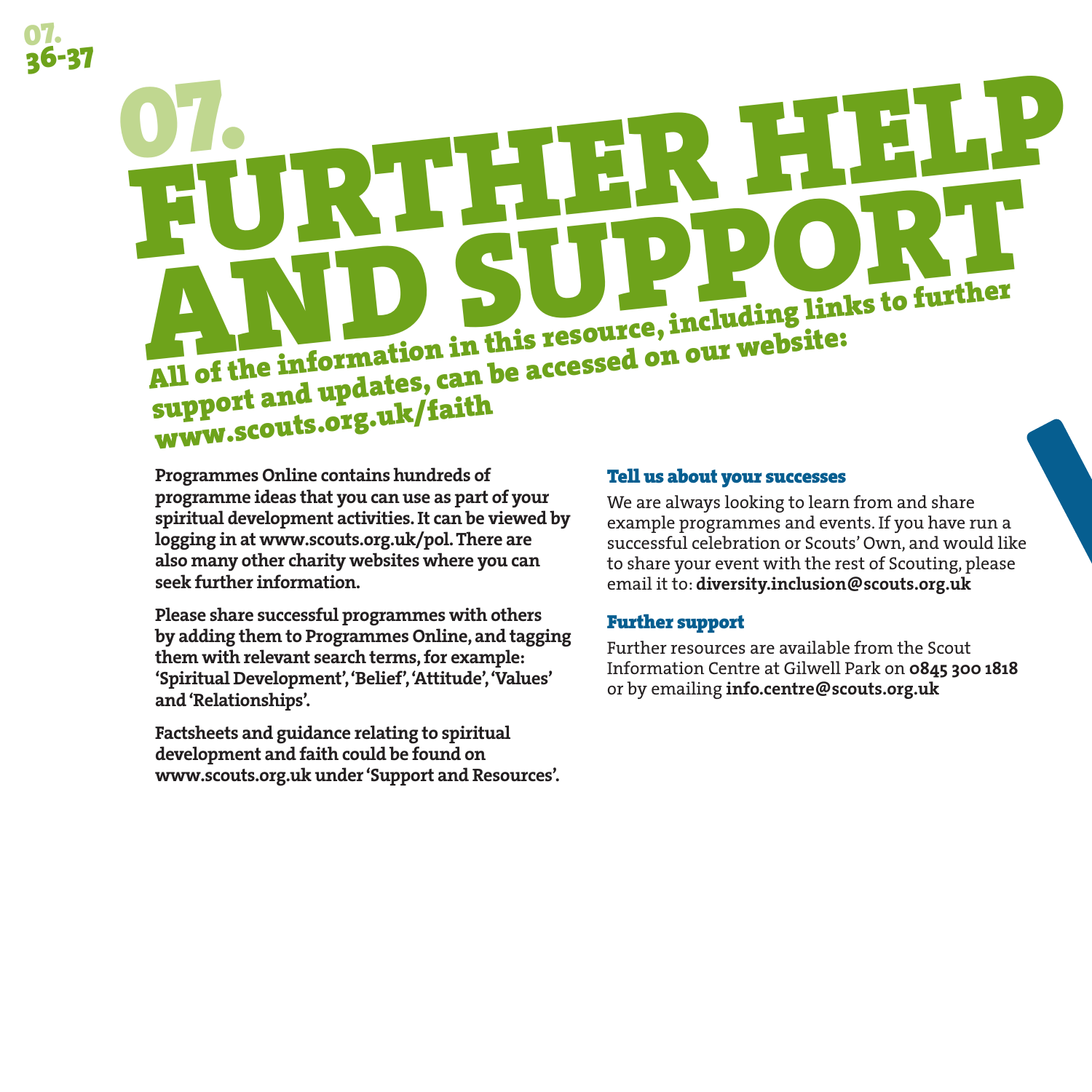# 07. FURTHER HELP AND SUPPORT

**All of the information in this resource, including links to further support and updates, can be accessed on our website: www.scouts.org.uk/faith**

**Programmes Online contains hundreds of programme ideas that you can use as part of your spiritual development activities. It can be viewed by logging in at www.scouts.org.uk/pol. There are also many other charity websites where you can seek further information.**

**Please share successful programmes with others by adding them to Programmes Online, and tagging them with relevant search terms, for example: 'Spiritual Development', 'Belief', 'Attitude', 'Values' and 'Relationships'.**

**Factsheets and guidance relating to spiritual development and faith could be found on www.scouts.org.uk under 'Support and Resources'.**

### Tell us about your successes

We are always looking to learn from and share example programmes and events. If you have run a successful celebration or Scouts' Own, and would like to share your event with the rest of Scouting, please email it to: **diversity.inclusion@scouts.org.uk**

### Further support

Further resources are available from the Scout Information Centre at Gilwell Park on **0845 300 1818** or by emailing **info.centre@scouts.org.uk**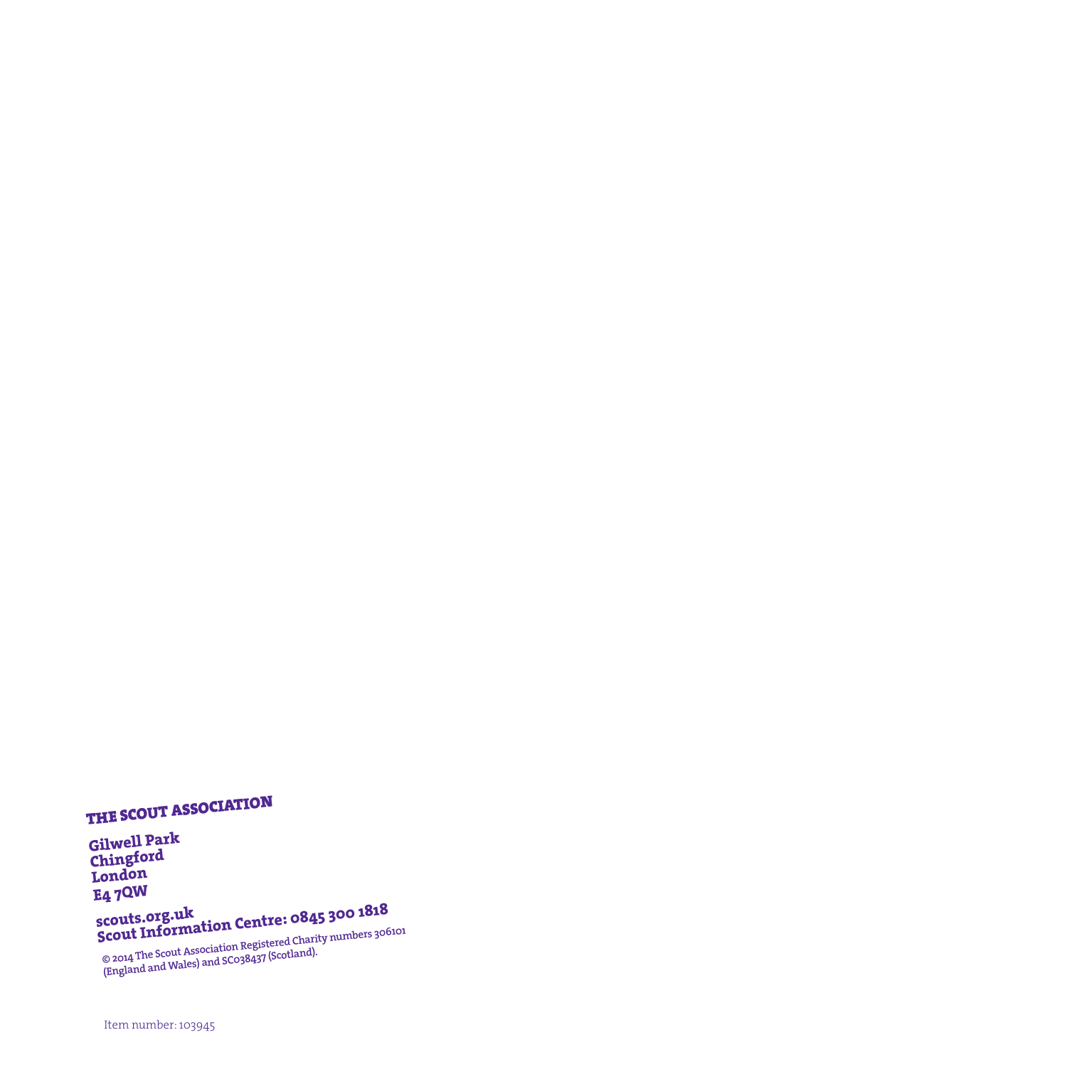**THE SCOUT ASSOCIATION**

**Gilwell Park**
**Chingford**
**London**
**E4 7QW**

**scouts.org.uk**
**Scout Information Centre: 0845 300 1818**

© 2014 The Scout Association Registered Charity numbers 306101 (England and Wales) and SC038437 (Scotland).

Item number: 103945